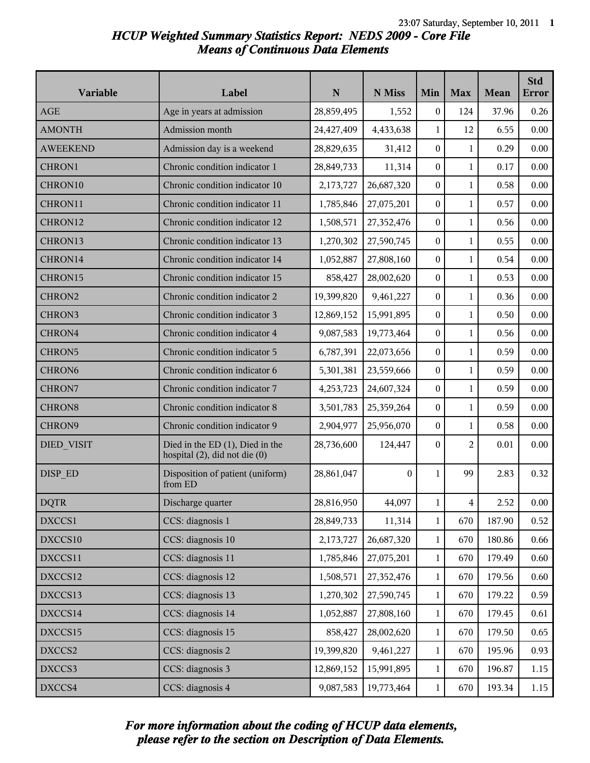# HCUP Weighted Summary Statistics Report: NEDS 2009 - Core File
## Means of Continuous Data Elements

| Variable | Label | N | N Miss | Min | Max | Mean | Std Error |
|---|---|---|---|---|---|---|---|
| AGE | Age in years at admission | 28,859,495 | 1,552 | 0 | 124 | 37.96 | 0.26 |
| AMONTH | Admission month | 24,427,409 | 4,433,638 | 1 | 12 | 6.55 | 0.00 |
| AWEEKEND | Admission day is a weekend | 28,829,635 | 31,412 | 0 | 1 | 0.29 | 0.00 |
| CHRON1 | Chronic condition indicator 1 | 28,849,733 | 11,314 | 0 | 1 | 0.17 | 0.00 |
| CHRON10 | Chronic condition indicator 10 | 2,173,727 | 26,687,320 | 0 | 1 | 0.58 | 0.00 |
| CHRON11 | Chronic condition indicator 11 | 1,785,846 | 27,075,201 | 0 | 1 | 0.57 | 0.00 |
| CHRON12 | Chronic condition indicator 12 | 1,508,571 | 27,352,476 | 0 | 1 | 0.56 | 0.00 |
| CHRON13 | Chronic condition indicator 13 | 1,270,302 | 27,590,745 | 0 | 1 | 0.55 | 0.00 |
| CHRON14 | Chronic condition indicator 14 | 1,052,887 | 27,808,160 | 0 | 1 | 0.54 | 0.00 |
| CHRON15 | Chronic condition indicator 15 | 858,427 | 28,002,620 | 0 | 1 | 0.53 | 0.00 |
| CHRON2 | Chronic condition indicator 2 | 19,399,820 | 9,461,227 | 0 | 1 | 0.36 | 0.00 |
| CHRON3 | Chronic condition indicator 3 | 12,869,152 | 15,991,895 | 0 | 1 | 0.50 | 0.00 |
| CHRON4 | Chronic condition indicator 4 | 9,087,583 | 19,773,464 | 0 | 1 | 0.56 | 0.00 |
| CHRON5 | Chronic condition indicator 5 | 6,787,391 | 22,073,656 | 0 | 1 | 0.59 | 0.00 |
| CHRON6 | Chronic condition indicator 6 | 5,301,381 | 23,559,666 | 0 | 1 | 0.59 | 0.00 |
| CHRON7 | Chronic condition indicator 7 | 4,253,723 | 24,607,324 | 0 | 1 | 0.59 | 0.00 |
| CHRON8 | Chronic condition indicator 8 | 3,501,783 | 25,359,264 | 0 | 1 | 0.59 | 0.00 |
| CHRON9 | Chronic condition indicator 9 | 2,904,977 | 25,956,070 | 0 | 1 | 0.58 | 0.00 |
| DIED_VISIT | Died in the ED (1), Died in the hospital (2), did not die (0) | 28,736,600 | 124,447 | 0 | 2 | 0.01 | 0.00 |
| DISP_ED | Disposition of patient (uniform) from ED | 28,861,047 | 0 | 1 | 99 | 2.83 | 0.32 |
| DQTR | Discharge quarter | 28,816,950 | 44,097 | 1 | 4 | 2.52 | 0.00 |
| DXCCS1 | CCS: diagnosis 1 | 28,849,733 | 11,314 | 1 | 670 | 187.90 | 0.52 |
| DXCCS10 | CCS: diagnosis 10 | 2,173,727 | 26,687,320 | 1 | 670 | 180.86 | 0.66 |
| DXCCS11 | CCS: diagnosis 11 | 1,785,846 | 27,075,201 | 1 | 670 | 179.49 | 0.60 |
| DXCCS12 | CCS: diagnosis 12 | 1,508,571 | 27,352,476 | 1 | 670 | 179.56 | 0.60 |
| DXCCS13 | CCS: diagnosis 13 | 1,270,302 | 27,590,745 | 1 | 670 | 179.22 | 0.59 |
| DXCCS14 | CCS: diagnosis 14 | 1,052,887 | 27,808,160 | 1 | 670 | 179.45 | 0.61 |
| DXCCS15 | CCS: diagnosis 15 | 858,427 | 28,002,620 | 1 | 670 | 179.50 | 0.65 |
| DXCCS2 | CCS: diagnosis 2 | 19,399,820 | 9,461,227 | 1 | 670 | 195.96 | 0.93 |
| DXCCS3 | CCS: diagnosis 3 | 12,869,152 | 15,991,895 | 1 | 670 | 196.87 | 1.15 |
| DXCCS4 | CCS: diagnosis 4 | 9,087,583 | 19,773,464 | 1 | 670 | 193.34 | 1.15 |

*For more information about the coding of HCUP data elements, please refer to the section on Description of Data Elements.*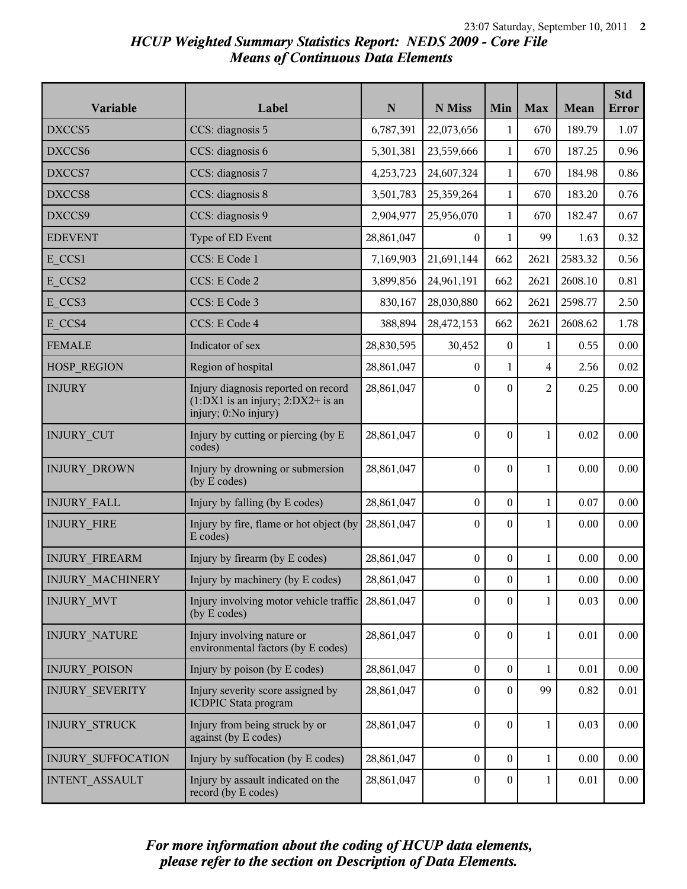## *HCUP Weighted Summary Statistics Report: NEDS 2009 - Core File*
## *Means of Continuous Data Elements*

| Variable | Label | N | N Miss | Min | Max | Mean | Std Error |
|---|---|---|---|---|---|---|---|
| DXCCS5 | CCS: diagnosis 5 | 6,787,391 | 22,073,656 | 1 | 670 | 189.79 | 1.07 |
| DXCCS6 | CCS: diagnosis 6 | 5,301,381 | 23,559,666 | 1 | 670 | 187.25 | 0.96 |
| DXCCS7 | CCS: diagnosis 7 | 4,253,723 | 24,607,324 | 1 | 670 | 184.98 | 0.86 |
| DXCCS8 | CCS: diagnosis 8 | 3,501,783 | 25,359,264 | 1 | 670 | 183.20 | 0.76 |
| DXCCS9 | CCS: diagnosis 9 | 2,904,977 | 25,956,070 | 1 | 670 | 182.47 | 0.67 |
| EDEVENT | Type of ED Event | 28,861,047 | 0 | 1 | 99 | 1.63 | 0.32 |
| E_CCS1 | CCS: E Code 1 | 7,169,903 | 21,691,144 | 662 | 2621 | 2583.32 | 0.56 |
| E_CCS2 | CCS: E Code 2 | 3,899,856 | 24,961,191 | 662 | 2621 | 2608.10 | 0.81 |
| E_CCS3 | CCS: E Code 3 | 830,167 | 28,030,880 | 662 | 2621 | 2598.77 | 2.50 |
| E_CCS4 | CCS: E Code 4 | 388,894 | 28,472,153 | 662 | 2621 | 2608.62 | 1.78 |
| FEMALE | Indicator of sex | 28,830,595 | 30,452 | 0 | 1 | 0.55 | 0.00 |
| HOSP_REGION | Region of hospital | 28,861,047 | 0 | 1 | 4 | 2.56 | 0.02 |
| INJURY | Injury diagnosis reported on record (1:DX1 is an injury; 2:DX2+ is an injury; 0:No injury) | 28,861,047 | 0 | 0 | 2 | 0.25 | 0.00 |
| INJURY_CUT | Injury by cutting or piercing (by E codes) | 28,861,047 | 0 | 0 | 1 | 0.02 | 0.00 |
| INJURY_DROWN | Injury by drowning or submersion (by E codes) | 28,861,047 | 0 | 0 | 1 | 0.00 | 0.00 |
| INJURY_FALL | Injury by falling (by E codes) | 28,861,047 | 0 | 0 | 1 | 0.07 | 0.00 |
| INJURY_FIRE | Injury by fire, flame or hot object (by E codes) | 28,861,047 | 0 | 0 | 1 | 0.00 | 0.00 |
| INJURY_FIREARM | Injury by firearm (by E codes) | 28,861,047 | 0 | 0 | 1 | 0.00 | 0.00 |
| INJURY_MACHINERY | Injury by machinery (by E codes) | 28,861,047 | 0 | 0 | 1 | 0.00 | 0.00 |
| INJURY_MVT | Injury involving motor vehicle traffic (by E codes) | 28,861,047 | 0 | 0 | 1 | 0.03 | 0.00 |
| INJURY_NATURE | Injury involving nature or environmental factors (by E codes) | 28,861,047 | 0 | 0 | 1 | 0.01 | 0.00 |
| INJURY_POISON | Injury by poison (by E codes) | 28,861,047 | 0 | 0 | 1 | 0.01 | 0.00 |
| INJURY_SEVERITY | Injury severity score assigned by ICDPIC Stata program | 28,861,047 | 0 | 0 | 99 | 0.82 | 0.01 |
| INJURY_STRUCK | Injury from being struck by or against (by E codes) | 28,861,047 | 0 | 0 | 1 | 0.03 | 0.00 |
| INJURY_SUFFOCATION | Injury by suffocation (by E codes) | 28,861,047 | 0 | 0 | 1 | 0.00 | 0.00 |
| INTENT_ASSAULT | Injury by assault indicated on the record (by E codes) | 28,861,047 | 0 | 0 | 1 | 0.01 | 0.00 |

*For more information about the coding of HCUP data elements, please refer to the section on Description of Data Elements.*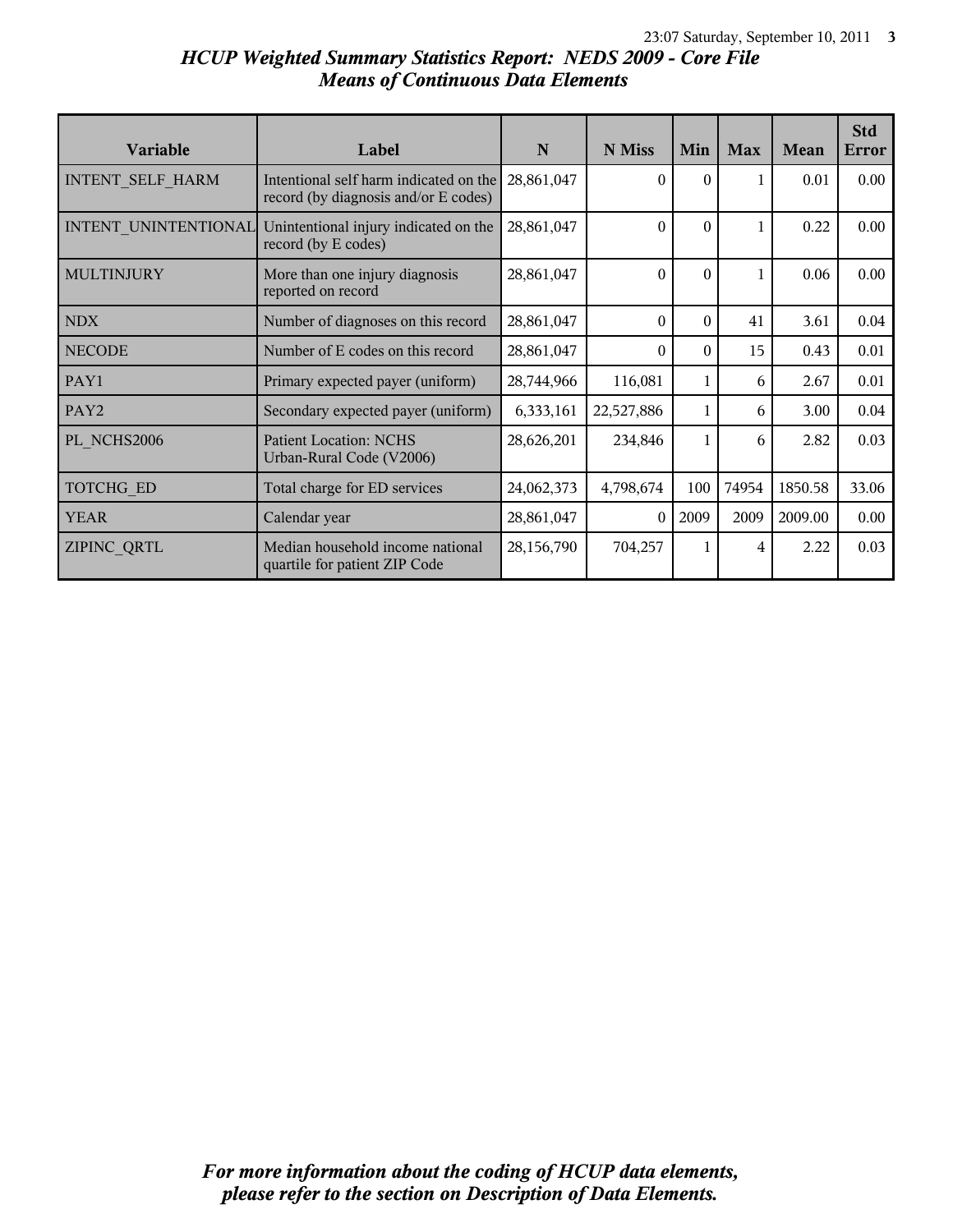# HCUP Weighted Summary Statistics Report: NEDS 2009 - Core File

## Means of Continuous Data Elements

| Variable | Label | N | N Miss | Min | Max | Mean | Std Error |
|---|---|---|---|---|---|---|---|
| INTENT_SELF_HARM | Intentional self harm indicated on the record (by diagnosis and/or E codes) | 28,861,047 | 0 | 0 | 1 | 0.01 | 0.00 |
| INTENT_UNINTENTIONAL | Unintentional injury indicated on the record (by E codes) | 28,861,047 | 0 | 0 | 1 | 0.22 | 0.00 |
| MULTINJURY | More than one injury diagnosis reported on record | 28,861,047 | 0 | 0 | 1 | 0.06 | 0.00 |
| NDX | Number of diagnoses on this record | 28,861,047 | 0 | 0 | 41 | 3.61 | 0.04 |
| NECODE | Number of E codes on this record | 28,861,047 | 0 | 0 | 15 | 0.43 | 0.01 |
| PAY1 | Primary expected payer (uniform) | 28,744,966 | 116,081 | 1 | 6 | 2.67 | 0.01 |
| PAY2 | Secondary expected payer (uniform) | 6,333,161 | 22,527,886 | 1 | 6 | 3.00 | 0.04 |
| PL_NCHS2006 | Patient Location: NCHS Urban-Rural Code (V2006) | 28,626,201 | 234,846 | 1 | 6 | 2.82 | 0.03 |
| TOTCHG_ED | Total charge for ED services | 24,062,373 | 4,798,674 | 100 | 74954 | 1850.58 | 33.06 |
| YEAR | Calendar year | 28,861,047 | 0 | 2009 | 2009 | 2009.00 | 0.00 |
| ZIPINC_QRTL | Median household income national quartile for patient ZIP Code | 28,156,790 | 704,257 | 1 | 4 | 2.22 | 0.03 |

*For more information about the coding of HCUP data elements, please refer to the section on Description of Data Elements.*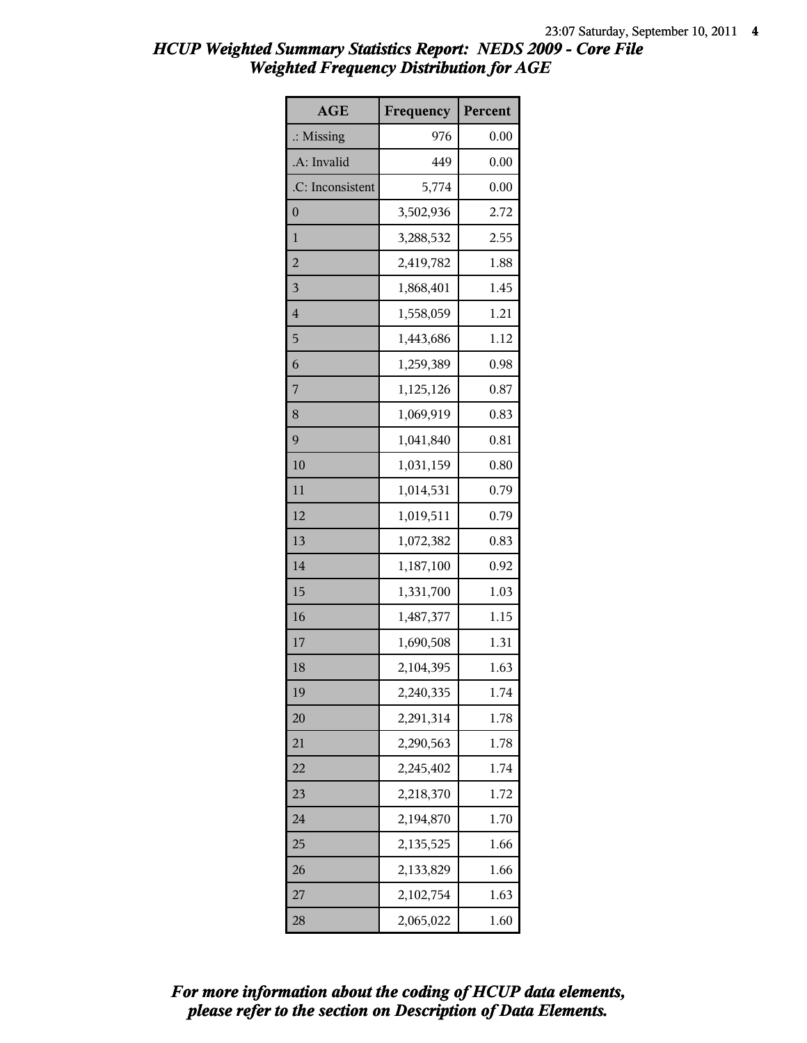## *HCUP Weighted Summary Statistics Report: NEDS 2009 - Core File*
## *Weighted Frequency Distribution for AGE*

| AGE | Frequency | Percent |
|---|---|---|
| .: Missing | 976 | 0.00 |
| .A: Invalid | 449 | 0.00 |
| .C: Inconsistent | 5,774 | 0.00 |
| 0 | 3,502,936 | 2.72 |
| 1 | 3,288,532 | 2.55 |
| 2 | 2,419,782 | 1.88 |
| 3 | 1,868,401 | 1.45 |
| 4 | 1,558,059 | 1.21 |
| 5 | 1,443,686 | 1.12 |
| 6 | 1,259,389 | 0.98 |
| 7 | 1,125,126 | 0.87 |
| 8 | 1,069,919 | 0.83 |
| 9 | 1,041,840 | 0.81 |
| 10 | 1,031,159 | 0.80 |
| 11 | 1,014,531 | 0.79 |
| 12 | 1,019,511 | 0.79 |
| 13 | 1,072,382 | 0.83 |
| 14 | 1,187,100 | 0.92 |
| 15 | 1,331,700 | 1.03 |
| 16 | 1,487,377 | 1.15 |
| 17 | 1,690,508 | 1.31 |
| 18 | 2,104,395 | 1.63 |
| 19 | 2,240,335 | 1.74 |
| 20 | 2,291,314 | 1.78 |
| 21 | 2,290,563 | 1.78 |
| 22 | 2,245,402 | 1.74 |
| 23 | 2,218,370 | 1.72 |
| 24 | 2,194,870 | 1.70 |
| 25 | 2,135,525 | 1.66 |
| 26 | 2,133,829 | 1.66 |
| 27 | 2,102,754 | 1.63 |
| 28 | 2,065,022 | 1.60 |

***For more information about the coding of HCUP data elements, please refer to the section on Description of Data Elements.***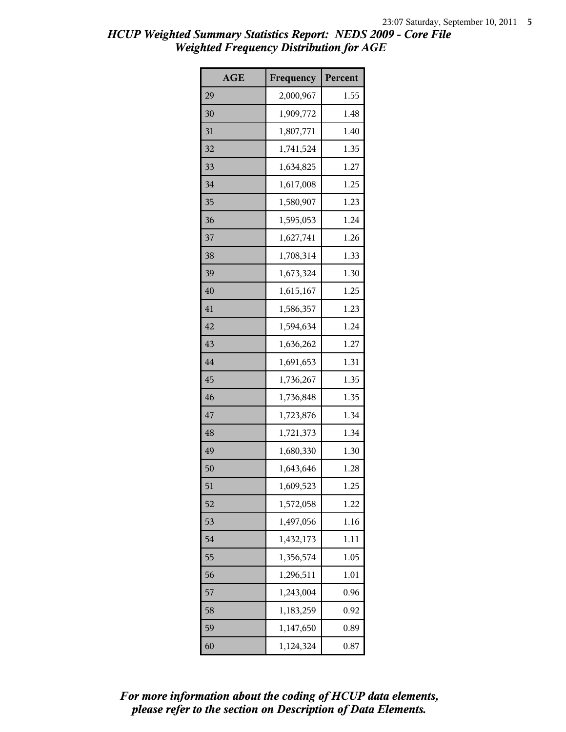# HCUP Weighted Summary Statistics Report: NEDS 2009 - Core File
## Weighted Frequency Distribution for AGE

| AGE | Frequency | Percent |
|---|---|---|
| 29 | 2,000,967 | 1.55 |
| 30 | 1,909,772 | 1.48 |
| 31 | 1,807,771 | 1.40 |
| 32 | 1,741,524 | 1.35 |
| 33 | 1,634,825 | 1.27 |
| 34 | 1,617,008 | 1.25 |
| 35 | 1,580,907 | 1.23 |
| 36 | 1,595,053 | 1.24 |
| 37 | 1,627,741 | 1.26 |
| 38 | 1,708,314 | 1.33 |
| 39 | 1,673,324 | 1.30 |
| 40 | 1,615,167 | 1.25 |
| 41 | 1,586,357 | 1.23 |
| 42 | 1,594,634 | 1.24 |
| 43 | 1,636,262 | 1.27 |
| 44 | 1,691,653 | 1.31 |
| 45 | 1,736,267 | 1.35 |
| 46 | 1,736,848 | 1.35 |
| 47 | 1,723,876 | 1.34 |
| 48 | 1,721,373 | 1.34 |
| 49 | 1,680,330 | 1.30 |
| 50 | 1,643,646 | 1.28 |
| 51 | 1,609,523 | 1.25 |
| 52 | 1,572,058 | 1.22 |
| 53 | 1,497,056 | 1.16 |
| 54 | 1,432,173 | 1.11 |
| 55 | 1,356,574 | 1.05 |
| 56 | 1,296,511 | 1.01 |
| 57 | 1,243,004 | 0.96 |
| 58 | 1,183,259 | 0.92 |
| 59 | 1,147,650 | 0.89 |
| 60 | 1,124,324 | 0.87 |

*For more information about the coding of HCUP data elements, please refer to the section on Description of Data Elements.*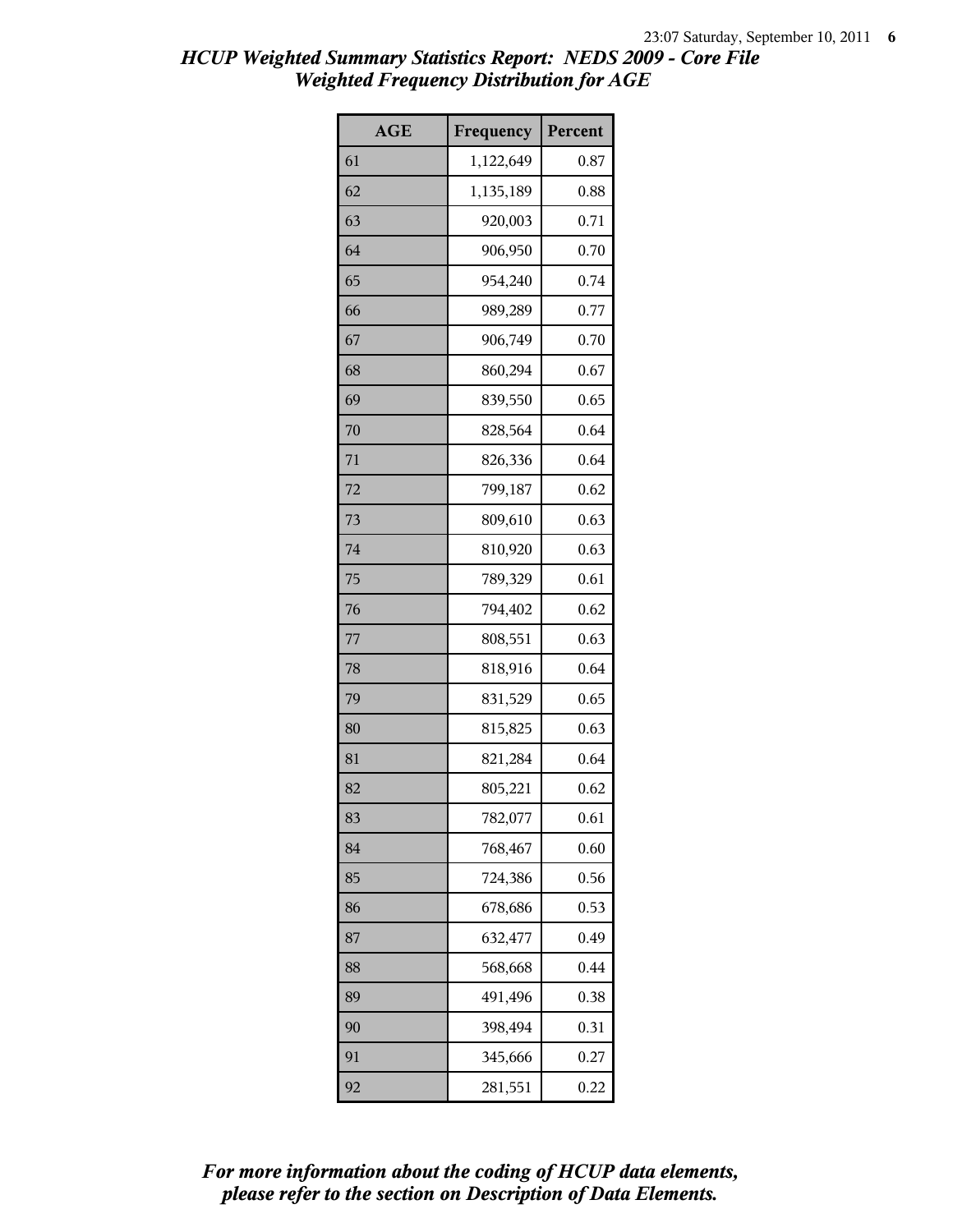*HCUP Weighted Summary Statistics Report: NEDS 2009 - Core File*
*Weighted Frequency Distribution for AGE*

| AGE | Frequency | Percent |
|---|---|---|
| 61 | 1,122,649 | 0.87 |
| 62 | 1,135,189 | 0.88 |
| 63 | 920,003 | 0.71 |
| 64 | 906,950 | 0.70 |
| 65 | 954,240 | 0.74 |
| 66 | 989,289 | 0.77 |
| 67 | 906,749 | 0.70 |
| 68 | 860,294 | 0.67 |
| 69 | 839,550 | 0.65 |
| 70 | 828,564 | 0.64 |
| 71 | 826,336 | 0.64 |
| 72 | 799,187 | 0.62 |
| 73 | 809,610 | 0.63 |
| 74 | 810,920 | 0.63 |
| 75 | 789,329 | 0.61 |
| 76 | 794,402 | 0.62 |
| 77 | 808,551 | 0.63 |
| 78 | 818,916 | 0.64 |
| 79 | 831,529 | 0.65 |
| 80 | 815,825 | 0.63 |
| 81 | 821,284 | 0.64 |
| 82 | 805,221 | 0.62 |
| 83 | 782,077 | 0.61 |
| 84 | 768,467 | 0.60 |
| 85 | 724,386 | 0.56 |
| 86 | 678,686 | 0.53 |
| 87 | 632,477 | 0.49 |
| 88 | 568,668 | 0.44 |
| 89 | 491,496 | 0.38 |
| 90 | 398,494 | 0.31 |
| 91 | 345,666 | 0.27 |
| 92 | 281,551 | 0.22 |

*For more information about the coding of HCUP data elements, please refer to the section on Description of Data Elements.*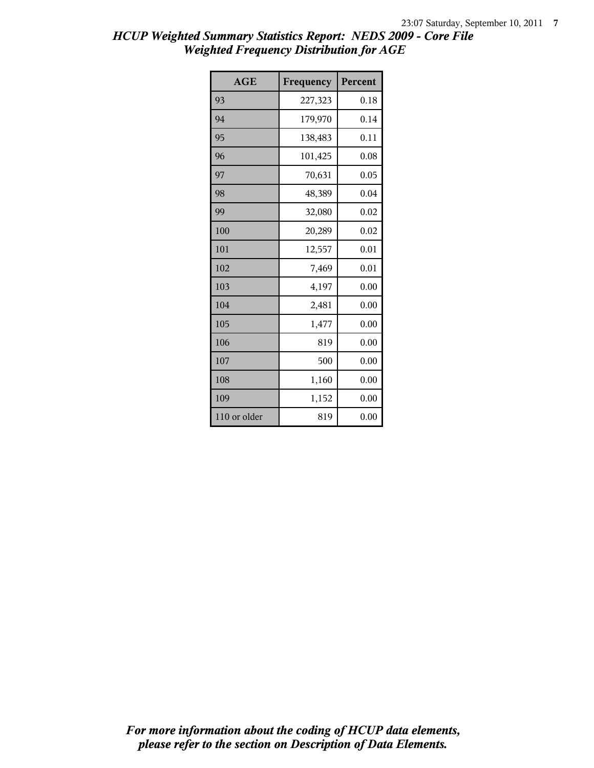*HCUP Weighted Summary Statistics Report: NEDS 2009 - Core File*
*Weighted Frequency Distribution for AGE*

| AGE | Frequency | Percent |
|---|---|---|
| 93 | 227,323 | 0.18 |
| 94 | 179,970 | 0.14 |
| 95 | 138,483 | 0.11 |
| 96 | 101,425 | 0.08 |
| 97 | 70,631 | 0.05 |
| 98 | 48,389 | 0.04 |
| 99 | 32,080 | 0.02 |
| 100 | 20,289 | 0.02 |
| 101 | 12,557 | 0.01 |
| 102 | 7,469 | 0.01 |
| 103 | 4,197 | 0.00 |
| 104 | 2,481 | 0.00 |
| 105 | 1,477 | 0.00 |
| 106 | 819 | 0.00 |
| 107 | 500 | 0.00 |
| 108 | 1,160 | 0.00 |
| 109 | 1,152 | 0.00 |
| 110 or older | 819 | 0.00 |

*For more information about the coding of HCUP data elements, please refer to the section on Description of Data Elements.*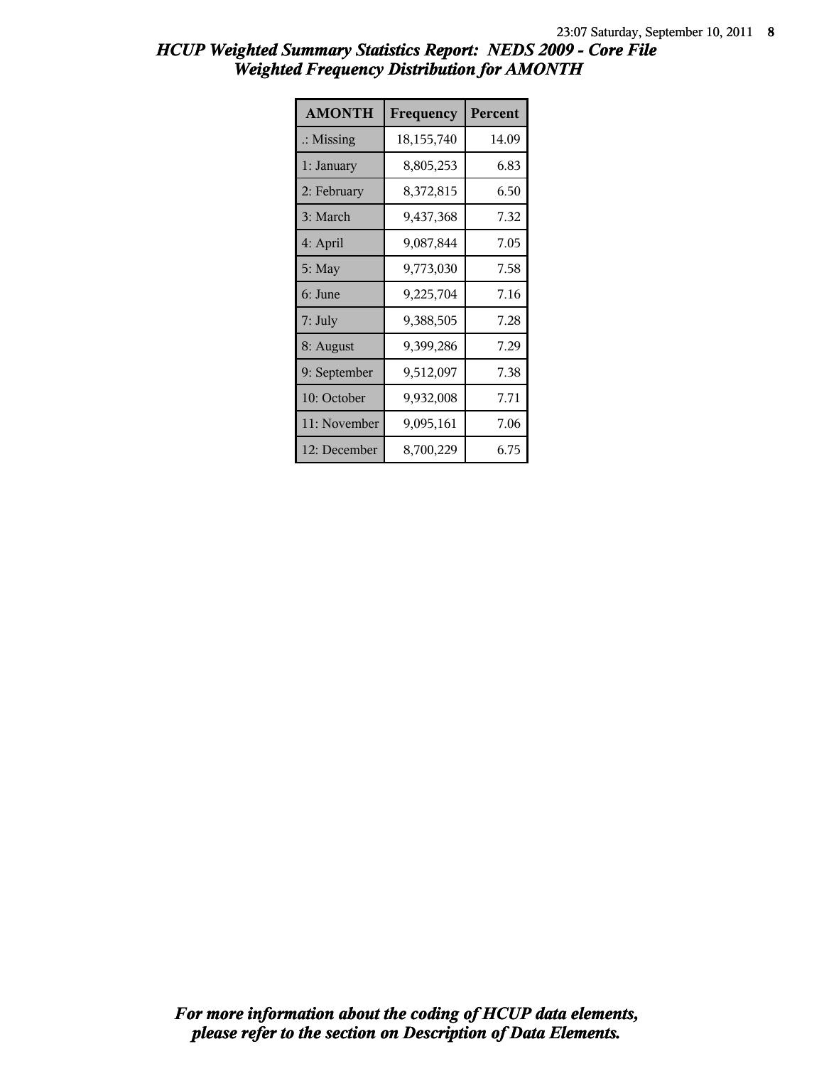# HCUP Weighted Summary Statistics Report: NEDS 2009 - Core File
## Weighted Frequency Distribution for AMONTH

| AMONTH | Frequency | Percent |
|---|---|---|
| .: Missing | 18,155,740 | 14.09 |
| 1: January | 8,805,253 | 6.83 |
| 2: February | 8,372,815 | 6.50 |
| 3: March | 9,437,368 | 7.32 |
| 4: April | 9,087,844 | 7.05 |
| 5: May | 9,773,030 | 7.58 |
| 6: June | 9,225,704 | 7.16 |
| 7: July | 9,388,505 | 7.28 |
| 8: August | 9,399,286 | 7.29 |
| 9: September | 9,512,097 | 7.38 |
| 10: October | 9,932,008 | 7.71 |
| 11: November | 9,095,161 | 7.06 |
| 12: December | 8,700,229 | 6.75 |

*For more information about the coding of HCUP data elements, please refer to the section on Description of Data Elements.*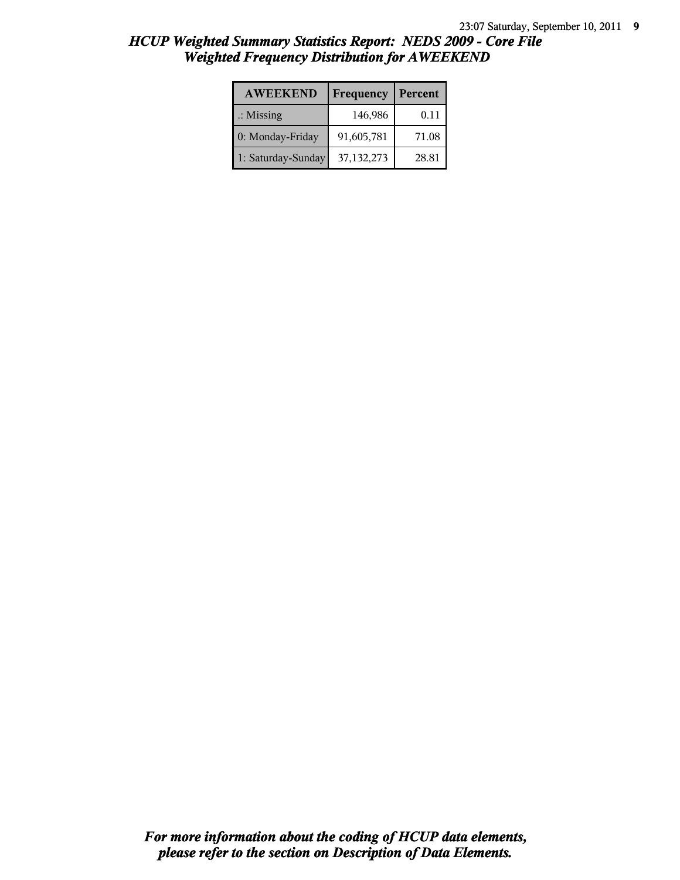# *HCUP Weighted Summary Statistics Report: NEDS 2009 - Core File*
## *Weighted Frequency Distribution for AWEEKEND*

| AWEEKEND | Frequency | Percent |
|---|---|---|
| .: Missing | 146,986 | 0.11 |
| 0: Monday-Friday | 91,605,781 | 71.08 |
| 1: Saturday-Sunday | 37,132,273 | 28.81 |

***For more information about the coding of HCUP data elements, please refer to the section on Description of Data Elements.***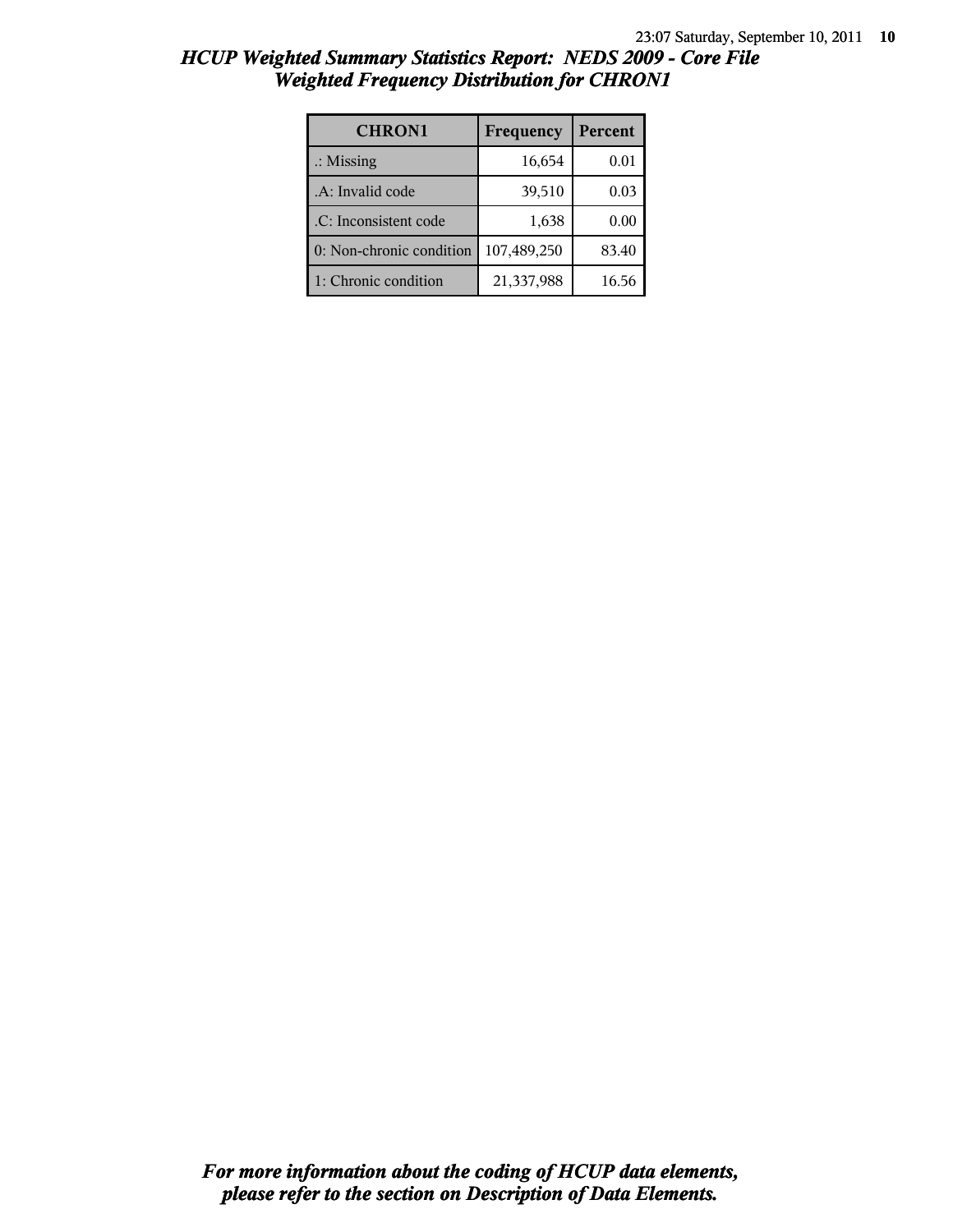# HCUP Weighted Summary Statistics Report: NEDS 2009 - Core File
## Weighted Frequency Distribution for CHRON1

| CHRON1 | Frequency | Percent |
|---|---|---|
| .: Missing | 16,654 | 0.01 |
| .A: Invalid code | 39,510 | 0.03 |
| .C: Inconsistent code | 1,638 | 0.00 |
| 0: Non-chronic condition | 107,489,250 | 83.40 |
| 1: Chronic condition | 21,337,988 | 16.56 |

***For more information about the coding of HCUP data elements, please refer to the section on Description of Data Elements.***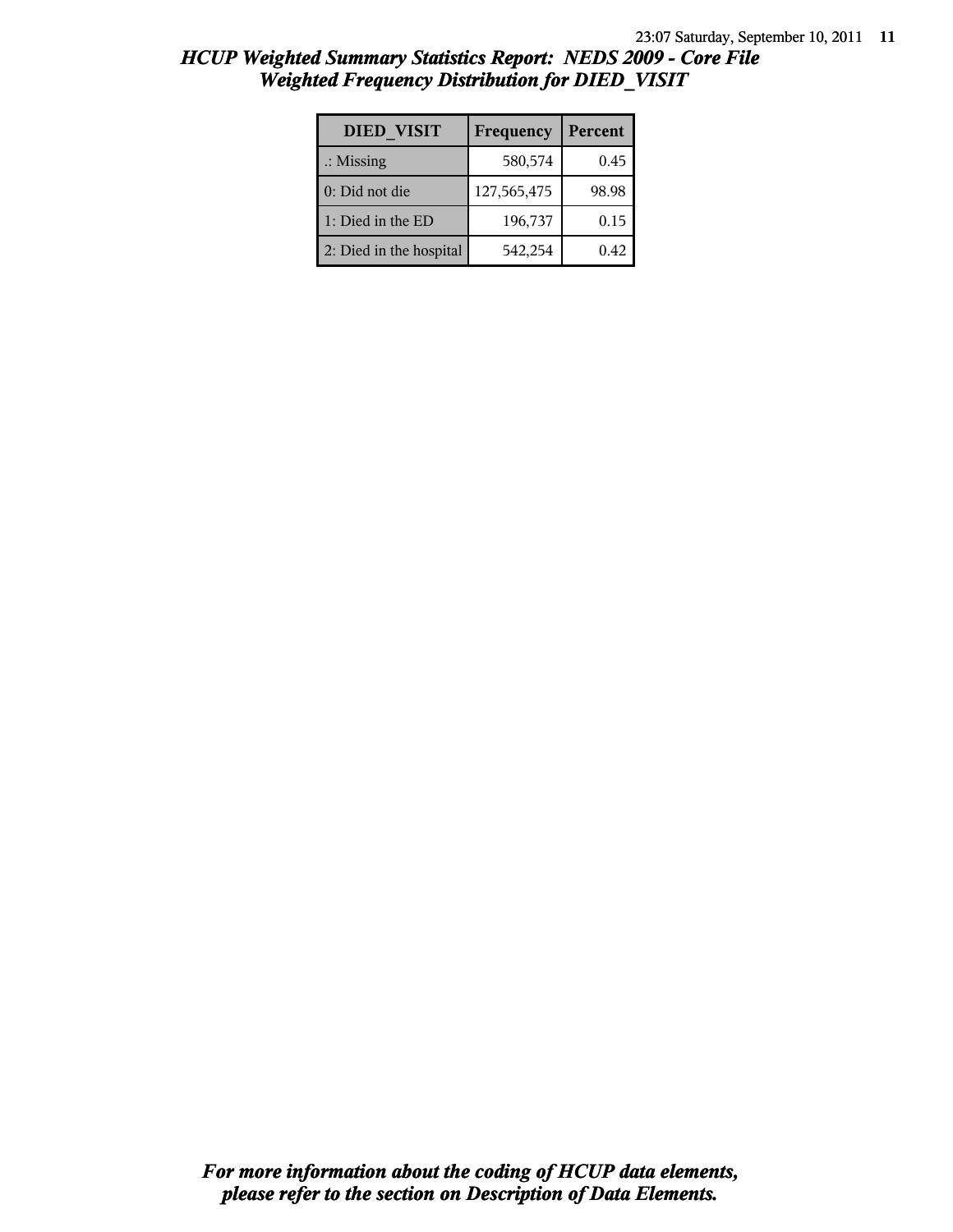# HCUP Weighted Summary Statistics Report: NEDS 2009 - Core File
## Weighted Frequency Distribution for DIED_VISIT

| DIED_VISIT | Frequency | Percent |
|---|---|---|
| .: Missing | 580,574 | 0.45 |
| 0: Did not die | 127,565,475 | 98.98 |
| 1: Died in the ED | 196,737 | 0.15 |
| 2: Died in the hospital | 542,254 | 0.42 |

***For more information about the coding of HCUP data elements, please refer to the section on Description of Data Elements.***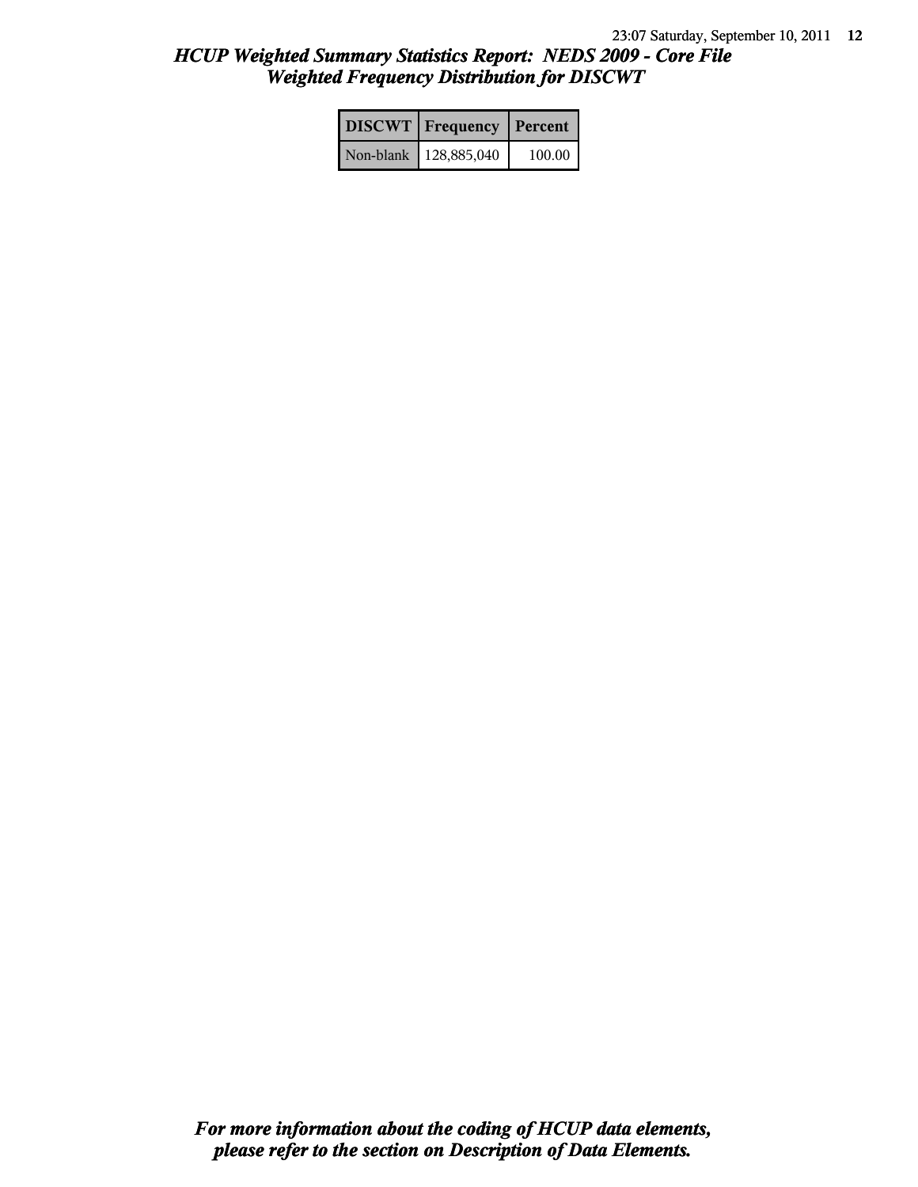# HCUP Weighted Summary Statistics Report: NEDS 2009 - Core File
## Weighted Frequency Distribution for DISCWT

| DISCWT | Frequency | Percent |
|---|---|---|
| Non-blank | 128,885,040 | 100.00 |

***For more information about the coding of HCUP data elements, please refer to the section on Description of Data Elements.***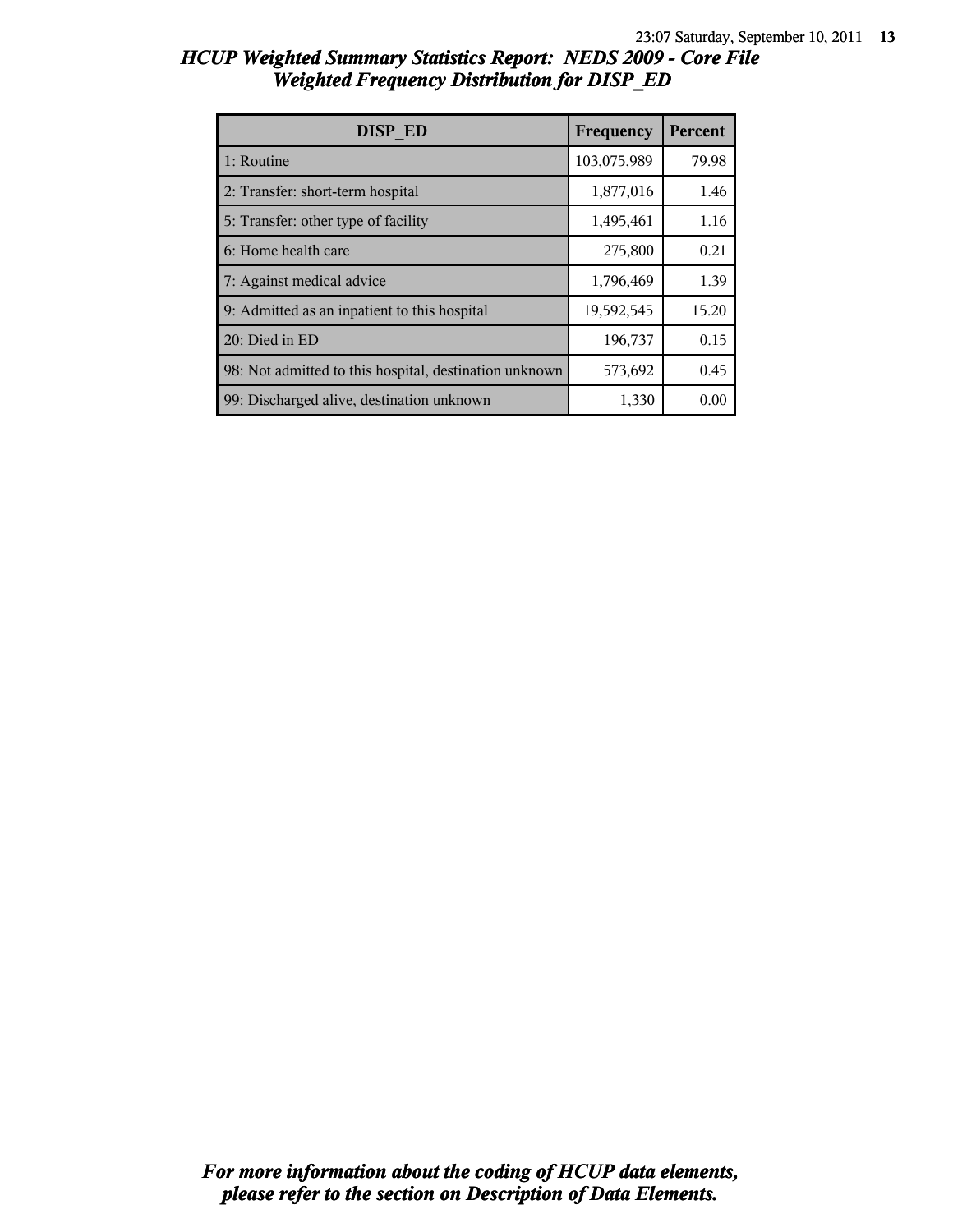## *HCUP Weighted Summary Statistics Report: NEDS 2009 - Core File*
## *Weighted Frequency Distribution for DISP_ED*

| DISP_ED | Frequency | Percent |
|---|---|---|
| 1: Routine | 103,075,989 | 79.98 |
| 2: Transfer: short-term hospital | 1,877,016 | 1.46 |
| 5: Transfer: other type of facility | 1,495,461 | 1.16 |
| 6: Home health care | 275,800 | 0.21 |
| 7: Against medical advice | 1,796,469 | 1.39 |
| 9: Admitted as an inpatient to this hospital | 19,592,545 | 15.20 |
| 20: Died in ED | 196,737 | 0.15 |
| 98: Not admitted to this hospital, destination unknown | 573,692 | 0.45 |
| 99: Discharged alive, destination unknown | 1,330 | 0.00 |

***For more information about the coding of HCUP data elements, please refer to the section on Description of Data Elements.***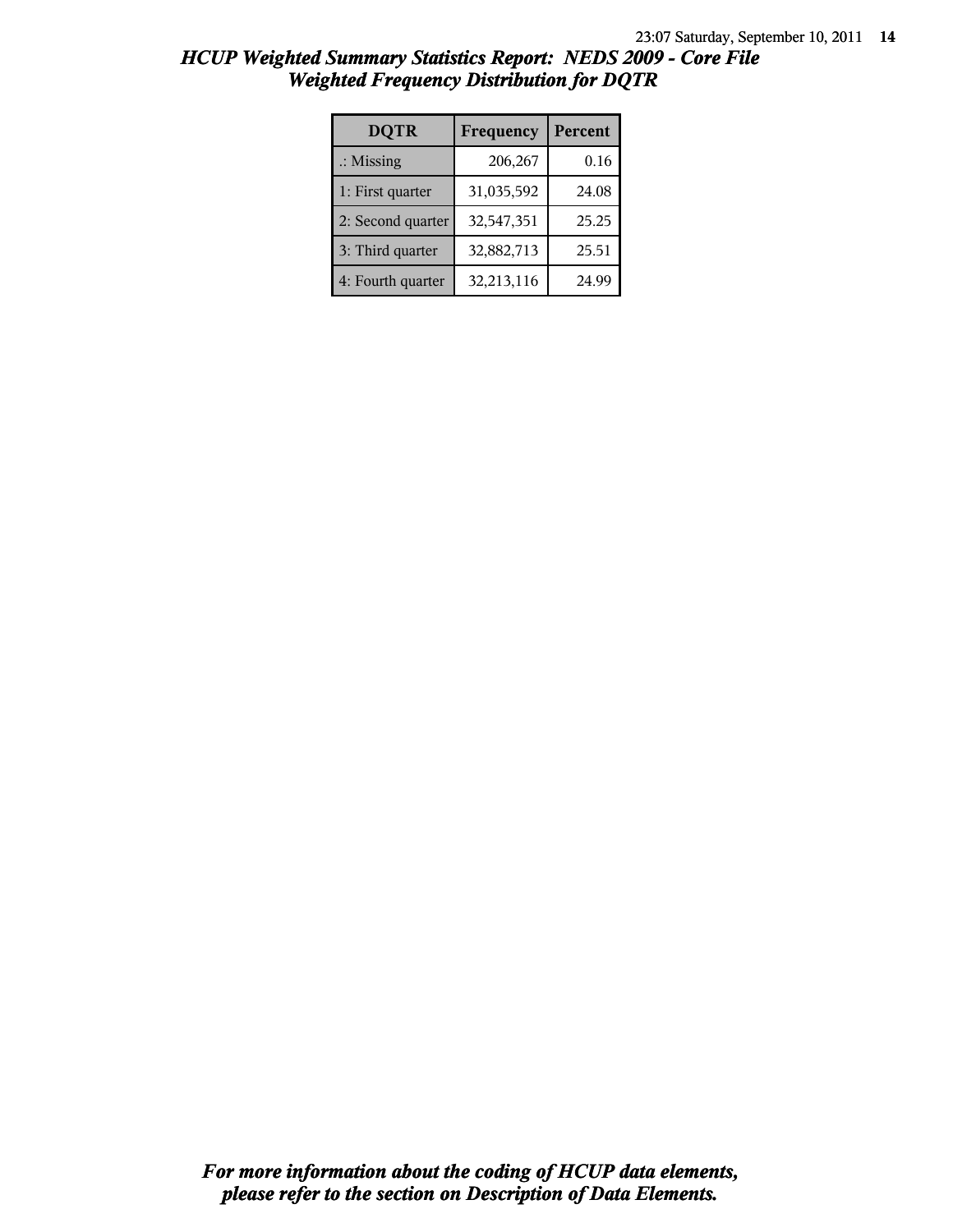# *HCUP Weighted Summary Statistics Report: NEDS 2009 - Core File*
## *Weighted Frequency Distribution for DQTR*

| DQTR | Frequency | Percent |
|---|---|---|
| .: Missing | 206,267 | 0.16 |
| 1: First quarter | 31,035,592 | 24.08 |
| 2: Second quarter | 32,547,351 | 25.25 |
| 3: Third quarter | 32,882,713 | 25.51 |
| 4: Fourth quarter | 32,213,116 | 24.99 |

***For more information about the coding of HCUP data elements, please refer to the section on Description of Data Elements.***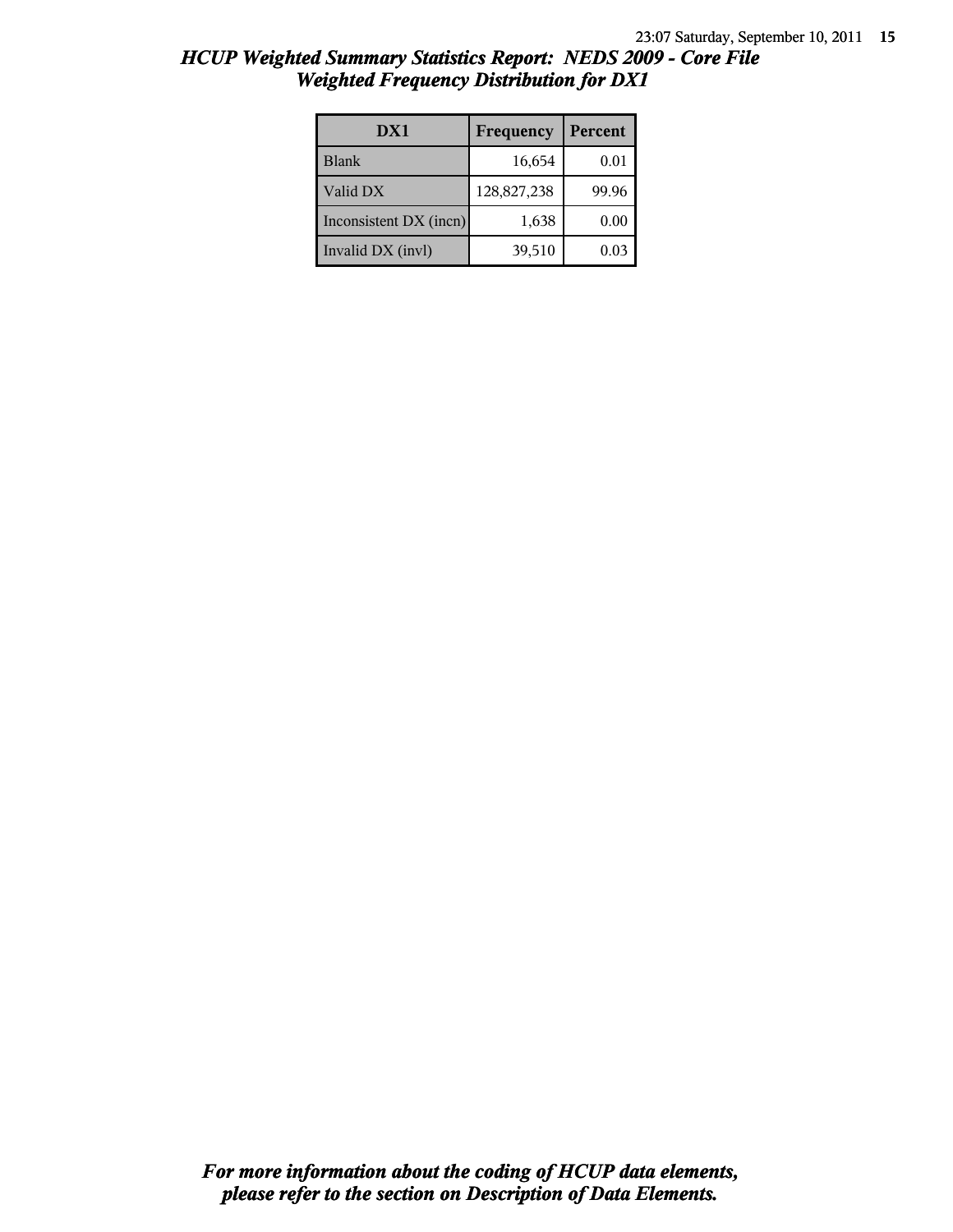# *HCUP Weighted Summary Statistics Report: NEDS 2009 - Core File*
## *Weighted Frequency Distribution for DX1*

| DX1 | Frequency | Percent |
|---|---|---|
| Blank | 16,654 | 0.01 |
| Valid DX | 128,827,238 | 99.96 |
| Inconsistent DX (incn) | 1,638 | 0.00 |
| Invalid DX (invl) | 39,510 | 0.03 |

***For more information about the coding of HCUP data elements, please refer to the section on Description of Data Elements.***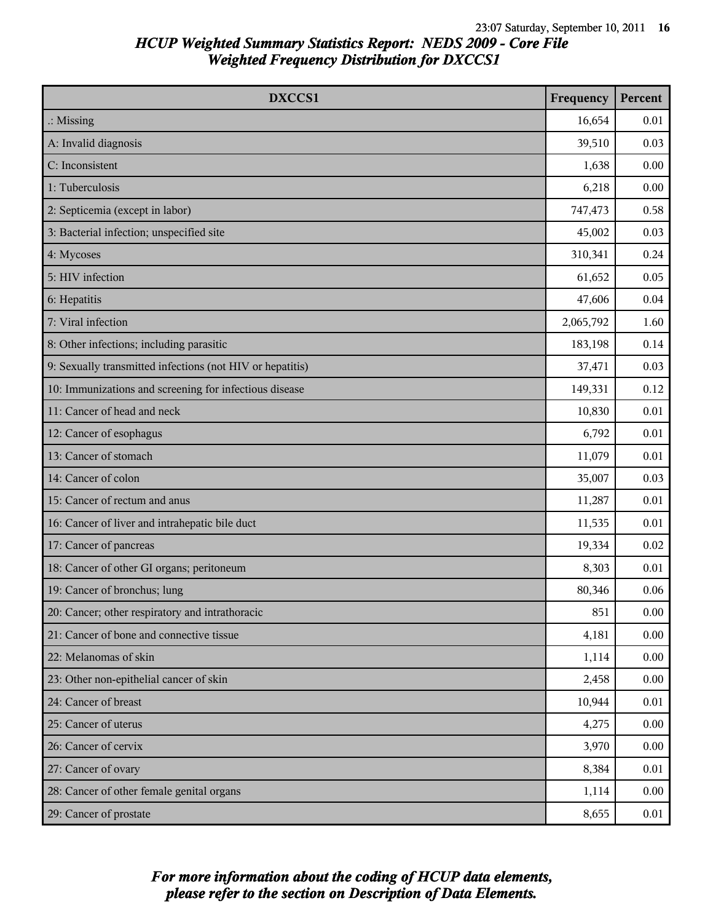# HCUP Weighted Summary Statistics Report: NEDS 2009 - Core File
## Weighted Frequency Distribution for DXCCS1

| DXCCS1 | Frequency | Percent |
|---|---|---|
| .: Missing | 16,654 | 0.01 |
| A: Invalid diagnosis | 39,510 | 0.03 |
| C: Inconsistent | 1,638 | 0.00 |
| 1: Tuberculosis | 6,218 | 0.00 |
| 2: Septicemia (except in labor) | 747,473 | 0.58 |
| 3: Bacterial infection; unspecified site | 45,002 | 0.03 |
| 4: Mycoses | 310,341 | 0.24 |
| 5: HIV infection | 61,652 | 0.05 |
| 6: Hepatitis | 47,606 | 0.04 |
| 7: Viral infection | 2,065,792 | 1.60 |
| 8: Other infections; including parasitic | 183,198 | 0.14 |
| 9: Sexually transmitted infections (not HIV or hepatitis) | 37,471 | 0.03 |
| 10: Immunizations and screening for infectious disease | 149,331 | 0.12 |
| 11: Cancer of head and neck | 10,830 | 0.01 |
| 12: Cancer of esophagus | 6,792 | 0.01 |
| 13: Cancer of stomach | 11,079 | 0.01 |
| 14: Cancer of colon | 35,007 | 0.03 |
| 15: Cancer of rectum and anus | 11,287 | 0.01 |
| 16: Cancer of liver and intrahepatic bile duct | 11,535 | 0.01 |
| 17: Cancer of pancreas | 19,334 | 0.02 |
| 18: Cancer of other GI organs; peritoneum | 8,303 | 0.01 |
| 19: Cancer of bronchus; lung | 80,346 | 0.06 |
| 20: Cancer; other respiratory and intrathoracic | 851 | 0.00 |
| 21: Cancer of bone and connective tissue | 4,181 | 0.00 |
| 22: Melanomas of skin | 1,114 | 0.00 |
| 23: Other non-epithelial cancer of skin | 2,458 | 0.00 |
| 24: Cancer of breast | 10,944 | 0.01 |
| 25: Cancer of uterus | 4,275 | 0.00 |
| 26: Cancer of cervix | 3,970 | 0.00 |
| 27: Cancer of ovary | 8,384 | 0.01 |
| 28: Cancer of other female genital organs | 1,114 | 0.00 |
| 29: Cancer of prostate | 8,655 | 0.01 |

*For more information about the coding of HCUP data elements, please refer to the section on Description of Data Elements.*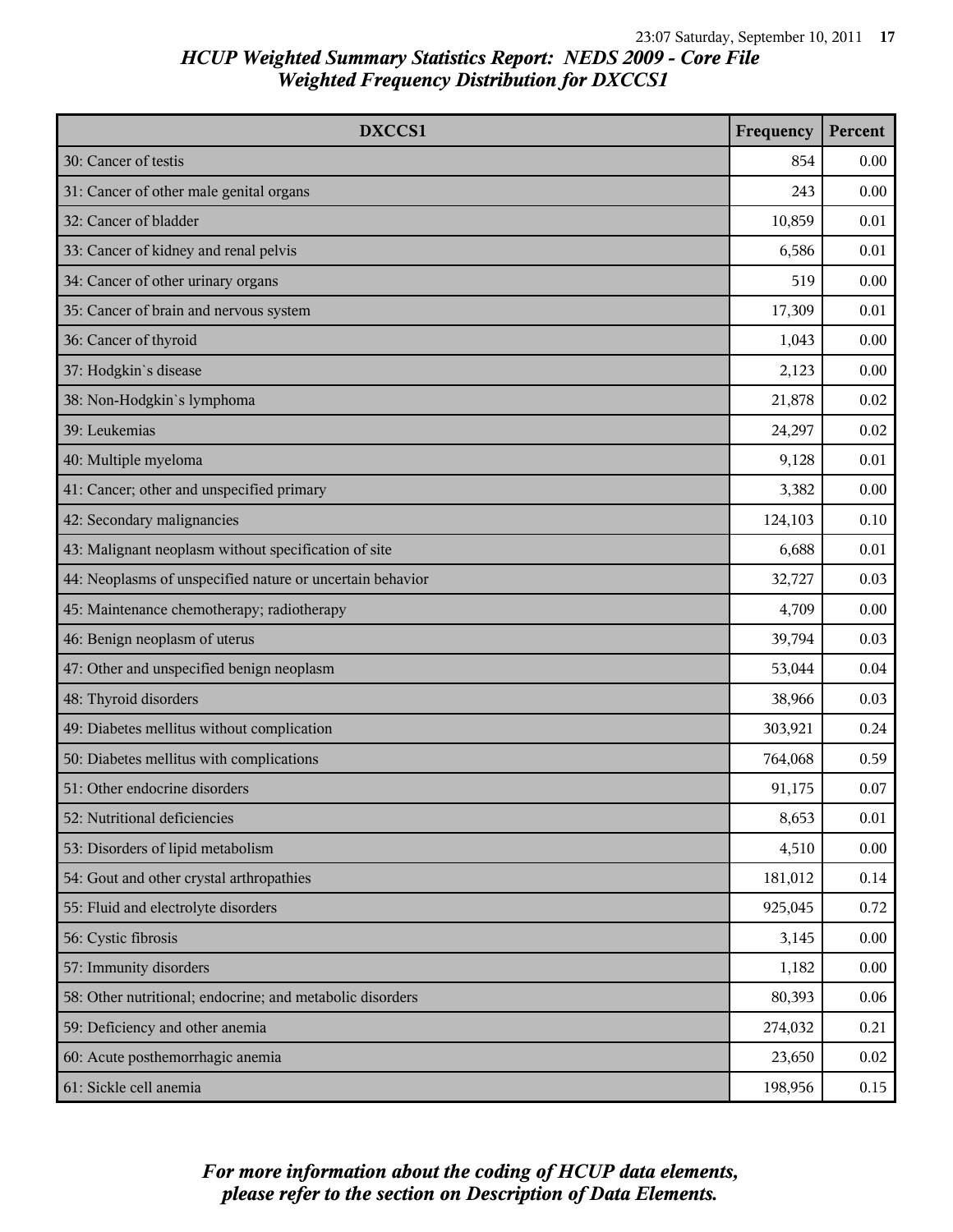# HCUP Weighted Summary Statistics Report: NEDS 2009 - Core File
## Weighted Frequency Distribution for DXCCS1

| DXCCS1 | Frequency | Percent |
|---|---|---|
| 30: Cancer of testis | 854 | 0.00 |
| 31: Cancer of other male genital organs | 243 | 0.00 |
| 32: Cancer of bladder | 10,859 | 0.01 |
| 33: Cancer of kidney and renal pelvis | 6,586 | 0.01 |
| 34: Cancer of other urinary organs | 519 | 0.00 |
| 35: Cancer of brain and nervous system | 17,309 | 0.01 |
| 36: Cancer of thyroid | 1,043 | 0.00 |
| 37: Hodgkin`s disease | 2,123 | 0.00 |
| 38: Non-Hodgkin`s lymphoma | 21,878 | 0.02 |
| 39: Leukemias | 24,297 | 0.02 |
| 40: Multiple myeloma | 9,128 | 0.01 |
| 41: Cancer; other and unspecified primary | 3,382 | 0.00 |
| 42: Secondary malignancies | 124,103 | 0.10 |
| 43: Malignant neoplasm without specification of site | 6,688 | 0.01 |
| 44: Neoplasms of unspecified nature or uncertain behavior | 32,727 | 0.03 |
| 45: Maintenance chemotherapy; radiotherapy | 4,709 | 0.00 |
| 46: Benign neoplasm of uterus | 39,794 | 0.03 |
| 47: Other and unspecified benign neoplasm | 53,044 | 0.04 |
| 48: Thyroid disorders | 38,966 | 0.03 |
| 49: Diabetes mellitus without complication | 303,921 | 0.24 |
| 50: Diabetes mellitus with complications | 764,068 | 0.59 |
| 51: Other endocrine disorders | 91,175 | 0.07 |
| 52: Nutritional deficiencies | 8,653 | 0.01 |
| 53: Disorders of lipid metabolism | 4,510 | 0.00 |
| 54: Gout and other crystal arthropathies | 181,012 | 0.14 |
| 55: Fluid and electrolyte disorders | 925,045 | 0.72 |
| 56: Cystic fibrosis | 3,145 | 0.00 |
| 57: Immunity disorders | 1,182 | 0.00 |
| 58: Other nutritional; endocrine; and metabolic disorders | 80,393 | 0.06 |
| 59: Deficiency and other anemia | 274,032 | 0.21 |
| 60: Acute posthemorrhagic anemia | 23,650 | 0.02 |
| 61: Sickle cell anemia | 198,956 | 0.15 |

*For more information about the coding of HCUP data elements, please refer to the section on Description of Data Elements.*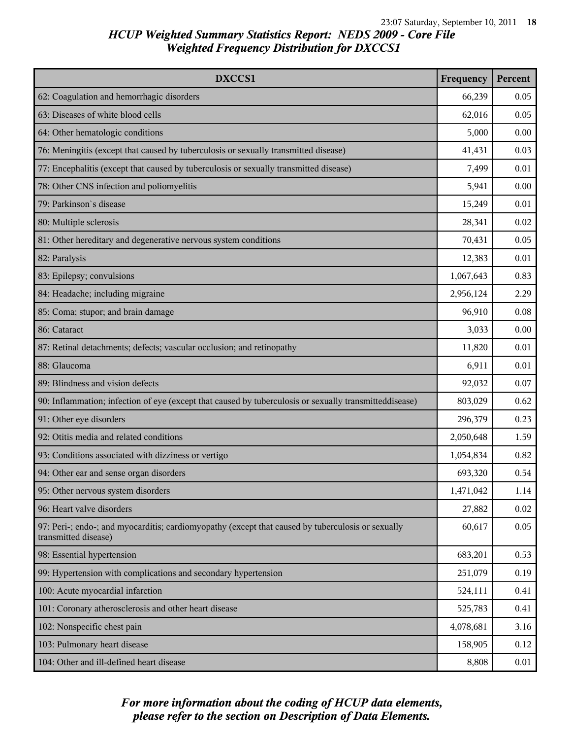# HCUP Weighted Summary Statistics Report: NEDS 2009 - Core File
## Weighted Frequency Distribution for DXCCS1

| DXCCS1 | Frequency | Percent |
|---|---|---|
| 62: Coagulation and hemorrhagic disorders | 66,239 | 0.05 |
| 63: Diseases of white blood cells | 62,016 | 0.05 |
| 64: Other hematologic conditions | 5,000 | 0.00 |
| 76: Meningitis (except that caused by tuberculosis or sexually transmitted disease) | 41,431 | 0.03 |
| 77: Encephalitis (except that caused by tuberculosis or sexually transmitted disease) | 7,499 | 0.01 |
| 78: Other CNS infection and poliomyelitis | 5,941 | 0.00 |
| 79: Parkinson`s disease | 15,249 | 0.01 |
| 80: Multiple sclerosis | 28,341 | 0.02 |
| 81: Other hereditary and degenerative nervous system conditions | 70,431 | 0.05 |
| 82: Paralysis | 12,383 | 0.01 |
| 83: Epilepsy; convulsions | 1,067,643 | 0.83 |
| 84: Headache; including migraine | 2,956,124 | 2.29 |
| 85: Coma; stupor; and brain damage | 96,910 | 0.08 |
| 86: Cataract | 3,033 | 0.00 |
| 87: Retinal detachments; defects; vascular occlusion; and retinopathy | 11,820 | 0.01 |
| 88: Glaucoma | 6,911 | 0.01 |
| 89: Blindness and vision defects | 92,032 | 0.07 |
| 90: Inflammation; infection of eye (except that caused by tuberculosis or sexually transmitteddisease) | 803,029 | 0.62 |
| 91: Other eye disorders | 296,379 | 0.23 |
| 92: Otitis media and related conditions | 2,050,648 | 1.59 |
| 93: Conditions associated with dizziness or vertigo | 1,054,834 | 0.82 |
| 94: Other ear and sense organ disorders | 693,320 | 0.54 |
| 95: Other nervous system disorders | 1,471,042 | 1.14 |
| 96: Heart valve disorders | 27,882 | 0.02 |
| 97: Peri-; endo-; and myocarditis; cardiomyopathy (except that caused by tuberculosis or sexually transmitted disease) | 60,617 | 0.05 |
| 98: Essential hypertension | 683,201 | 0.53 |
| 99: Hypertension with complications and secondary hypertension | 251,079 | 0.19 |
| 100: Acute myocardial infarction | 524,111 | 0.41 |
| 101: Coronary atherosclerosis and other heart disease | 525,783 | 0.41 |
| 102: Nonspecific chest pain | 4,078,681 | 3.16 |
| 103: Pulmonary heart disease | 158,905 | 0.12 |
| 104: Other and ill-defined heart disease | 8,808 | 0.01 |

*For more information about the coding of HCUP data elements, please refer to the section on Description of Data Elements.*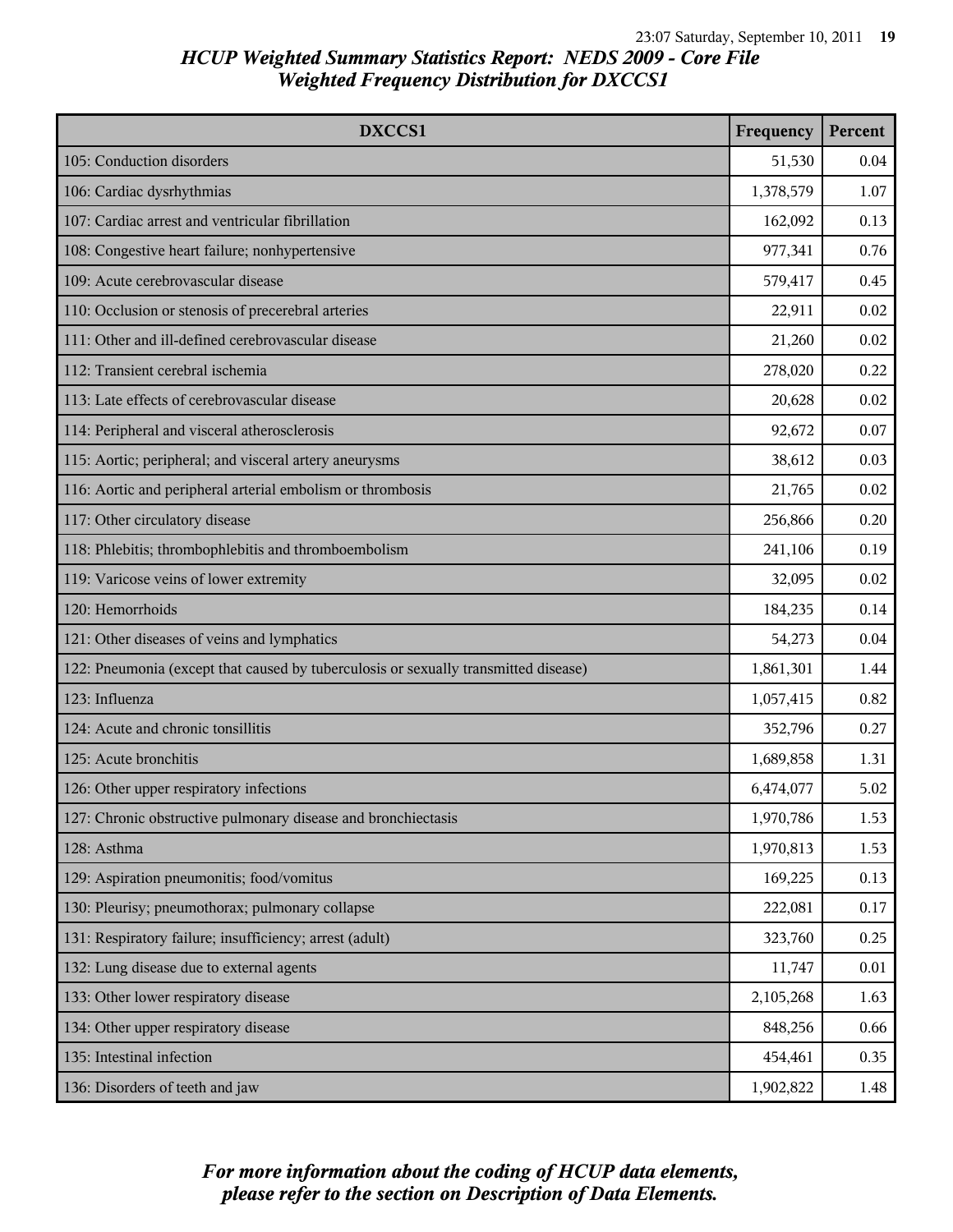## HCUP Weighted Summary Statistics Report: NEDS 2009 - Core File
## Weighted Frequency Distribution for DXCCS1

| DXCCS1 | Frequency | Percent |
|---|---|---|
| 105: Conduction disorders | 51,530 | 0.04 |
| 106: Cardiac dysrhythmias | 1,378,579 | 1.07 |
| 107: Cardiac arrest and ventricular fibrillation | 162,092 | 0.13 |
| 108: Congestive heart failure; nonhypertensive | 977,341 | 0.76 |
| 109: Acute cerebrovascular disease | 579,417 | 0.45 |
| 110: Occlusion or stenosis of precerebral arteries | 22,911 | 0.02 |
| 111: Other and ill-defined cerebrovascular disease | 21,260 | 0.02 |
| 112: Transient cerebral ischemia | 278,020 | 0.22 |
| 113: Late effects of cerebrovascular disease | 20,628 | 0.02 |
| 114: Peripheral and visceral atherosclerosis | 92,672 | 0.07 |
| 115: Aortic; peripheral; and visceral artery aneurysms | 38,612 | 0.03 |
| 116: Aortic and peripheral arterial embolism or thrombosis | 21,765 | 0.02 |
| 117: Other circulatory disease | 256,866 | 0.20 |
| 118: Phlebitis; thrombophlebitis and thromboembolism | 241,106 | 0.19 |
| 119: Varicose veins of lower extremity | 32,095 | 0.02 |
| 120: Hemorrhoids | 184,235 | 0.14 |
| 121: Other diseases of veins and lymphatics | 54,273 | 0.04 |
| 122: Pneumonia (except that caused by tuberculosis or sexually transmitted disease) | 1,861,301 | 1.44 |
| 123: Influenza | 1,057,415 | 0.82 |
| 124: Acute and chronic tonsillitis | 352,796 | 0.27 |
| 125: Acute bronchitis | 1,689,858 | 1.31 |
| 126: Other upper respiratory infections | 6,474,077 | 5.02 |
| 127: Chronic obstructive pulmonary disease and bronchiectasis | 1,970,786 | 1.53 |
| 128: Asthma | 1,970,813 | 1.53 |
| 129: Aspiration pneumonitis; food/vomitus | 169,225 | 0.13 |
| 130: Pleurisy; pneumothorax; pulmonary collapse | 222,081 | 0.17 |
| 131: Respiratory failure; insufficiency; arrest (adult) | 323,760 | 0.25 |
| 132: Lung disease due to external agents | 11,747 | 0.01 |
| 133: Other lower respiratory disease | 2,105,268 | 1.63 |
| 134: Other upper respiratory disease | 848,256 | 0.66 |
| 135: Intestinal infection | 454,461 | 0.35 |
| 136: Disorders of teeth and jaw | 1,902,822 | 1.48 |

*For more information about the coding of HCUP data elements, please refer to the section on Description of Data Elements.*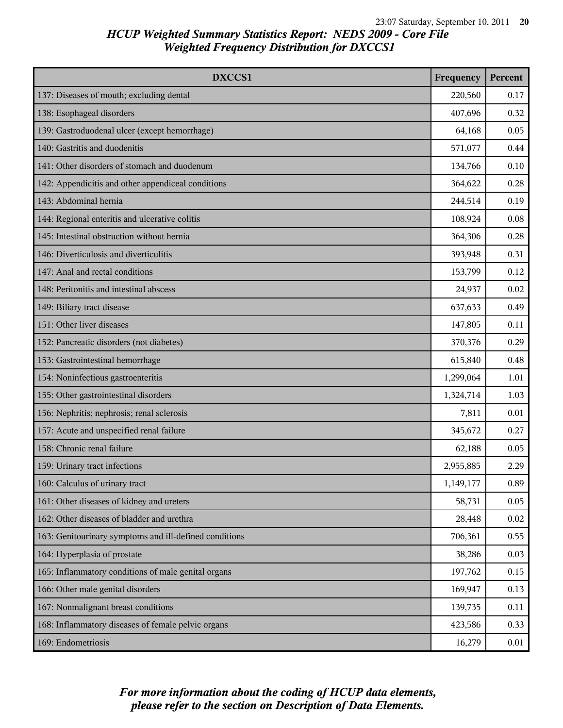# HCUP Weighted Summary Statistics Report: NEDS 2009 - Core File
## Weighted Frequency Distribution for DXCCS1

| DXCCS1 | Frequency | Percent |
|---|---|---|
| 137: Diseases of mouth; excluding dental | 220,560 | 0.17 |
| 138: Esophageal disorders | 407,696 | 0.32 |
| 139: Gastroduodenal ulcer (except hemorrhage) | 64,168 | 0.05 |
| 140: Gastritis and duodenitis | 571,077 | 0.44 |
| 141: Other disorders of stomach and duodenum | 134,766 | 0.10 |
| 142: Appendicitis and other appendiceal conditions | 364,622 | 0.28 |
| 143: Abdominal hernia | 244,514 | 0.19 |
| 144: Regional enteritis and ulcerative colitis | 108,924 | 0.08 |
| 145: Intestinal obstruction without hernia | 364,306 | 0.28 |
| 146: Diverticulosis and diverticulitis | 393,948 | 0.31 |
| 147: Anal and rectal conditions | 153,799 | 0.12 |
| 148: Peritonitis and intestinal abscess | 24,937 | 0.02 |
| 149: Biliary tract disease | 637,633 | 0.49 |
| 151: Other liver diseases | 147,805 | 0.11 |
| 152: Pancreatic disorders (not diabetes) | 370,376 | 0.29 |
| 153: Gastrointestinal hemorrhage | 615,840 | 0.48 |
| 154: Noninfectious gastroenteritis | 1,299,064 | 1.01 |
| 155: Other gastrointestinal disorders | 1,324,714 | 1.03 |
| 156: Nephritis; nephrosis; renal sclerosis | 7,811 | 0.01 |
| 157: Acute and unspecified renal failure | 345,672 | 0.27 |
| 158: Chronic renal failure | 62,188 | 0.05 |
| 159: Urinary tract infections | 2,955,885 | 2.29 |
| 160: Calculus of urinary tract | 1,149,177 | 0.89 |
| 161: Other diseases of kidney and ureters | 58,731 | 0.05 |
| 162: Other diseases of bladder and urethra | 28,448 | 0.02 |
| 163: Genitourinary symptoms and ill-defined conditions | 706,361 | 0.55 |
| 164: Hyperplasia of prostate | 38,286 | 0.03 |
| 165: Inflammatory conditions of male genital organs | 197,762 | 0.15 |
| 166: Other male genital disorders | 169,947 | 0.13 |
| 167: Nonmalignant breast conditions | 139,735 | 0.11 |
| 168: Inflammatory diseases of female pelvic organs | 423,586 | 0.33 |
| 169: Endometriosis | 16,279 | 0.01 |

*For more information about the coding of HCUP data elements, please refer to the section on Description of Data Elements.*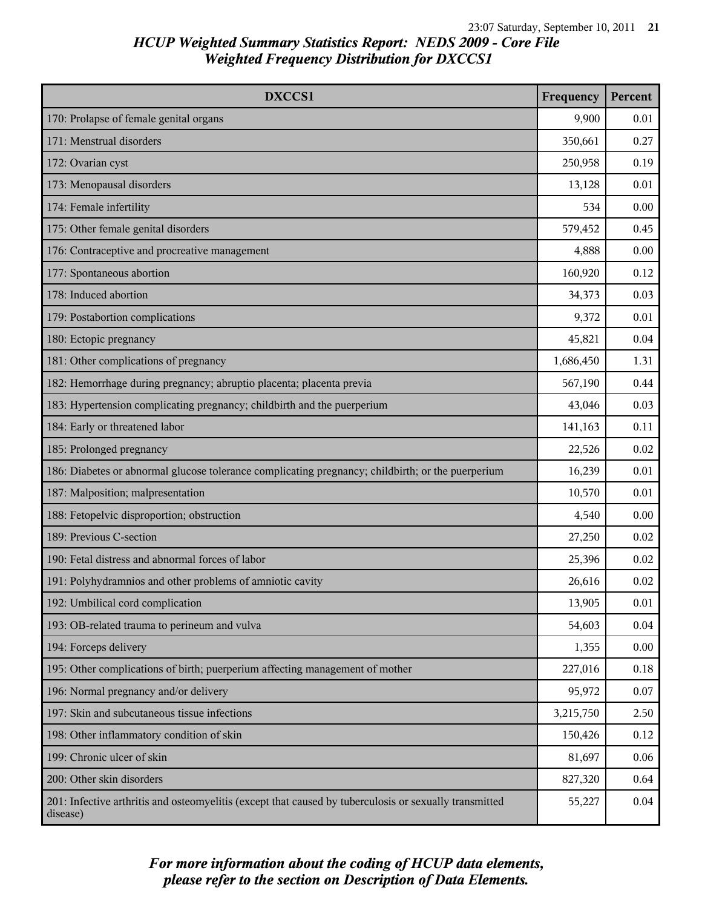# HCUP Weighted Summary Statistics Report: NEDS 2009 - Core File
## Weighted Frequency Distribution for DXCCS1

| DXCCS1 | Frequency | Percent |
|---|---|---|
| 170: Prolapse of female genital organs | 9,900 | 0.01 |
| 171: Menstrual disorders | 350,661 | 0.27 |
| 172: Ovarian cyst | 250,958 | 0.19 |
| 173: Menopausal disorders | 13,128 | 0.01 |
| 174: Female infertility | 534 | 0.00 |
| 175: Other female genital disorders | 579,452 | 0.45 |
| 176: Contraceptive and procreative management | 4,888 | 0.00 |
| 177: Spontaneous abortion | 160,920 | 0.12 |
| 178: Induced abortion | 34,373 | 0.03 |
| 179: Postabortion complications | 9,372 | 0.01 |
| 180: Ectopic pregnancy | 45,821 | 0.04 |
| 181: Other complications of pregnancy | 1,686,450 | 1.31 |
| 182: Hemorrhage during pregnancy; abruptio placenta; placenta previa | 567,190 | 0.44 |
| 183: Hypertension complicating pregnancy; childbirth and the puerperium | 43,046 | 0.03 |
| 184: Early or threatened labor | 141,163 | 0.11 |
| 185: Prolonged pregnancy | 22,526 | 0.02 |
| 186: Diabetes or abnormal glucose tolerance complicating pregnancy; childbirth; or the puerperium | 16,239 | 0.01 |
| 187: Malposition; malpresentation | 10,570 | 0.01 |
| 188: Fetopelvic disproportion; obstruction | 4,540 | 0.00 |
| 189: Previous C-section | 27,250 | 0.02 |
| 190: Fetal distress and abnormal forces of labor | 25,396 | 0.02 |
| 191: Polyhydramnios and other problems of amniotic cavity | 26,616 | 0.02 |
| 192: Umbilical cord complication | 13,905 | 0.01 |
| 193: OB-related trauma to perineum and vulva | 54,603 | 0.04 |
| 194: Forceps delivery | 1,355 | 0.00 |
| 195: Other complications of birth; puerperium affecting management of mother | 227,016 | 0.18 |
| 196: Normal pregnancy and/or delivery | 95,972 | 0.07 |
| 197: Skin and subcutaneous tissue infections | 3,215,750 | 2.50 |
| 198: Other inflammatory condition of skin | 150,426 | 0.12 |
| 199: Chronic ulcer of skin | 81,697 | 0.06 |
| 200: Other skin disorders | 827,320 | 0.64 |
| 201: Infective arthritis and osteomyelitis (except that caused by tuberculosis or sexually transmitted disease) | 55,227 | 0.04 |

*For more information about the coding of HCUP data elements, please refer to the section on Description of Data Elements.*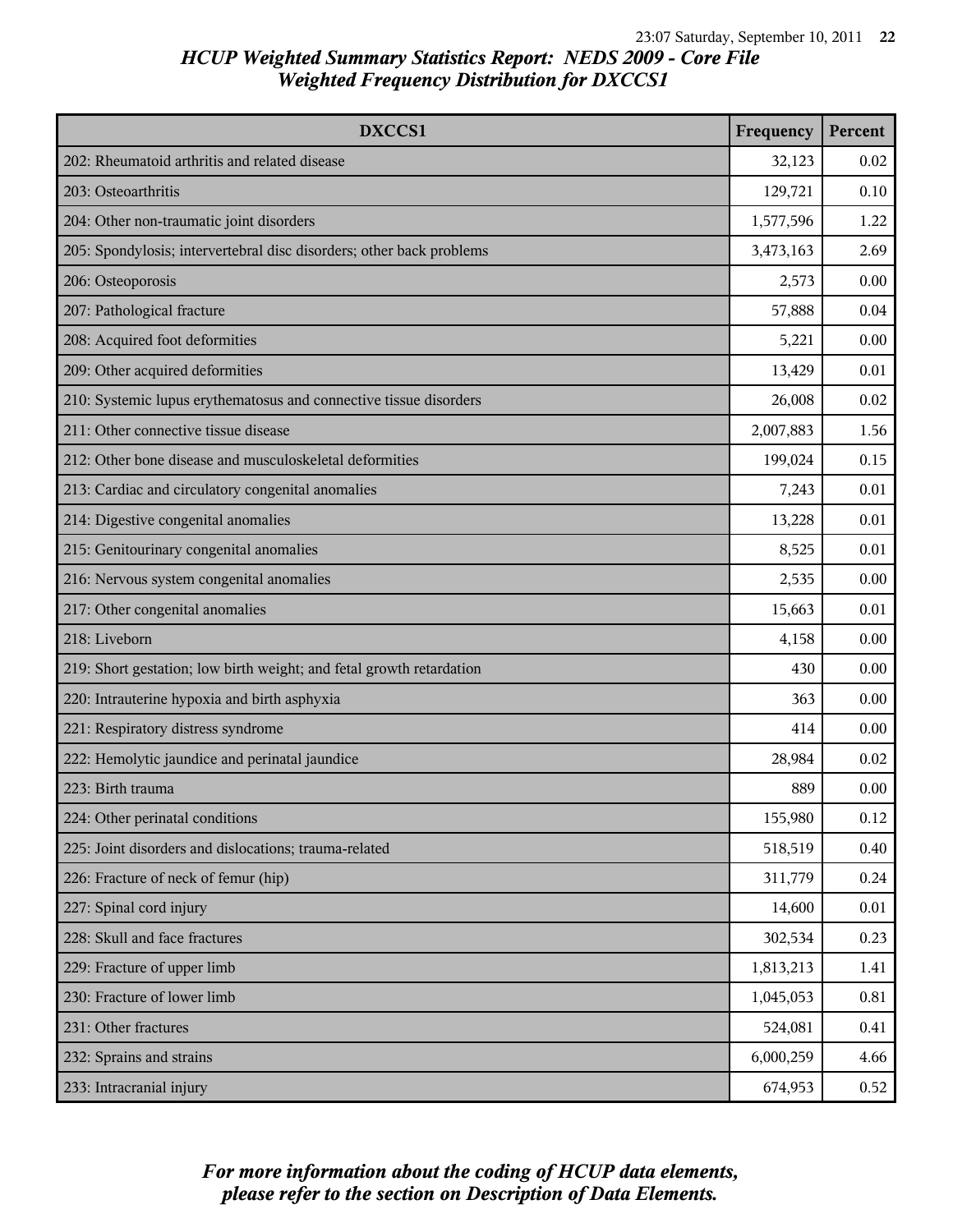*HCUP Weighted Summary Statistics Report: NEDS 2009 - Core File*
*Weighted Frequency Distribution for DXCCS1*

| DXCCS1 | Frequency | Percent |
|---|---|---|
| 202: Rheumatoid arthritis and related disease | 32,123 | 0.02 |
| 203: Osteoarthritis | 129,721 | 0.10 |
| 204: Other non-traumatic joint disorders | 1,577,596 | 1.22 |
| 205: Spondylosis; intervertebral disc disorders; other back problems | 3,473,163 | 2.69 |
| 206: Osteoporosis | 2,573 | 0.00 |
| 207: Pathological fracture | 57,888 | 0.04 |
| 208: Acquired foot deformities | 5,221 | 0.00 |
| 209: Other acquired deformities | 13,429 | 0.01 |
| 210: Systemic lupus erythematosus and connective tissue disorders | 26,008 | 0.02 |
| 211: Other connective tissue disease | 2,007,883 | 1.56 |
| 212: Other bone disease and musculoskeletal deformities | 199,024 | 0.15 |
| 213: Cardiac and circulatory congenital anomalies | 7,243 | 0.01 |
| 214: Digestive congenital anomalies | 13,228 | 0.01 |
| 215: Genitourinary congenital anomalies | 8,525 | 0.01 |
| 216: Nervous system congenital anomalies | 2,535 | 0.00 |
| 217: Other congenital anomalies | 15,663 | 0.01 |
| 218: Liveborn | 4,158 | 0.00 |
| 219: Short gestation; low birth weight; and fetal growth retardation | 430 | 0.00 |
| 220: Intrauterine hypoxia and birth asphyxia | 363 | 0.00 |
| 221: Respiratory distress syndrome | 414 | 0.00 |
| 222: Hemolytic jaundice and perinatal jaundice | 28,984 | 0.02 |
| 223: Birth trauma | 889 | 0.00 |
| 224: Other perinatal conditions | 155,980 | 0.12 |
| 225: Joint disorders and dislocations; trauma-related | 518,519 | 0.40 |
| 226: Fracture of neck of femur (hip) | 311,779 | 0.24 |
| 227: Spinal cord injury | 14,600 | 0.01 |
| 228: Skull and face fractures | 302,534 | 0.23 |
| 229: Fracture of upper limb | 1,813,213 | 1.41 |
| 230: Fracture of lower limb | 1,045,053 | 0.81 |
| 231: Other fractures | 524,081 | 0.41 |
| 232: Sprains and strains | 6,000,259 | 4.66 |
| 233: Intracranial injury | 674,953 | 0.52 |

*For more information about the coding of HCUP data elements, please refer to the section on Description of Data Elements.*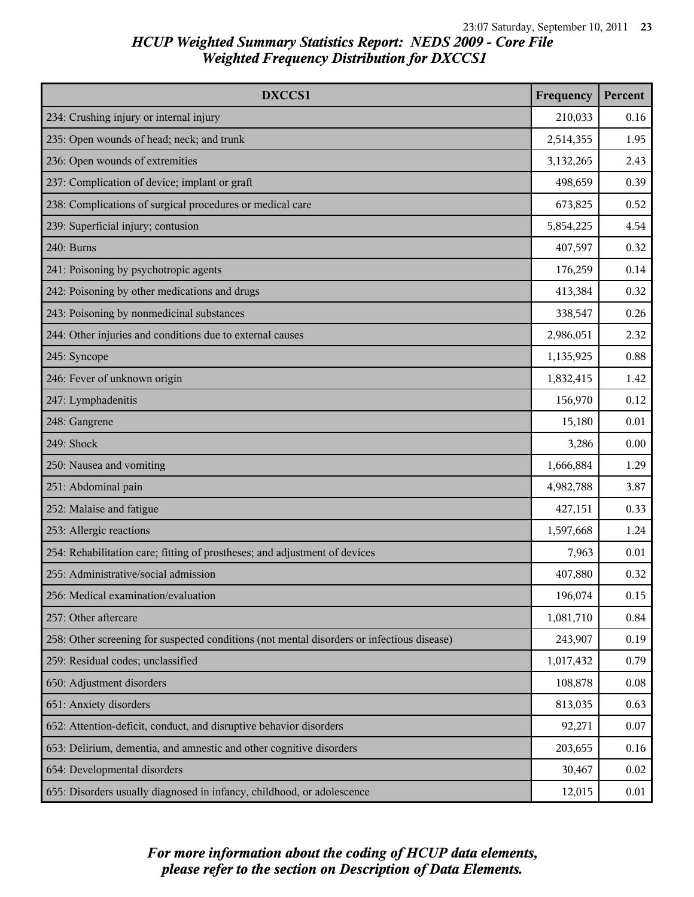# HCUP Weighted Summary Statistics Report: NEDS 2009 - Core File
## Weighted Frequency Distribution for DXCCS1

| DXCCS1 | Frequency | Percent |
|---|---|---|
| 234: Crushing injury or internal injury | 210,033 | 0.16 |
| 235: Open wounds of head; neck; and trunk | 2,514,355 | 1.95 |
| 236: Open wounds of extremities | 3,132,265 | 2.43 |
| 237: Complication of device; implant or graft | 498,659 | 0.39 |
| 238: Complications of surgical procedures or medical care | 673,825 | 0.52 |
| 239: Superficial injury; contusion | 5,854,225 | 4.54 |
| 240: Burns | 407,597 | 0.32 |
| 241: Poisoning by psychotropic agents | 176,259 | 0.14 |
| 242: Poisoning by other medications and drugs | 413,384 | 0.32 |
| 243: Poisoning by nonmedicinal substances | 338,547 | 0.26 |
| 244: Other injuries and conditions due to external causes | 2,986,051 | 2.32 |
| 245: Syncope | 1,135,925 | 0.88 |
| 246: Fever of unknown origin | 1,832,415 | 1.42 |
| 247: Lymphadenitis | 156,970 | 0.12 |
| 248: Gangrene | 15,180 | 0.01 |
| 249: Shock | 3,286 | 0.00 |
| 250: Nausea and vomiting | 1,666,884 | 1.29 |
| 251: Abdominal pain | 4,982,788 | 3.87 |
| 252: Malaise and fatigue | 427,151 | 0.33 |
| 253: Allergic reactions | 1,597,668 | 1.24 |
| 254: Rehabilitation care; fitting of prostheses; and adjustment of devices | 7,963 | 0.01 |
| 255: Administrative/social admission | 407,880 | 0.32 |
| 256: Medical examination/evaluation | 196,074 | 0.15 |
| 257: Other aftercare | 1,081,710 | 0.84 |
| 258: Other screening for suspected conditions (not mental disorders or infectious disease) | 243,907 | 0.19 |
| 259: Residual codes; unclassified | 1,017,432 | 0.79 |
| 650: Adjustment disorders | 108,878 | 0.08 |
| 651: Anxiety disorders | 813,035 | 0.63 |
| 652: Attention-deficit, conduct, and disruptive behavior disorders | 92,271 | 0.07 |
| 653: Delirium, dementia, and amnestic and other cognitive disorders | 203,655 | 0.16 |
| 654: Developmental disorders | 30,467 | 0.02 |
| 655: Disorders usually diagnosed in infancy, childhood, or adolescence | 12,015 | 0.01 |

*For more information about the coding of HCUP data elements, please refer to the section on Description of Data Elements.*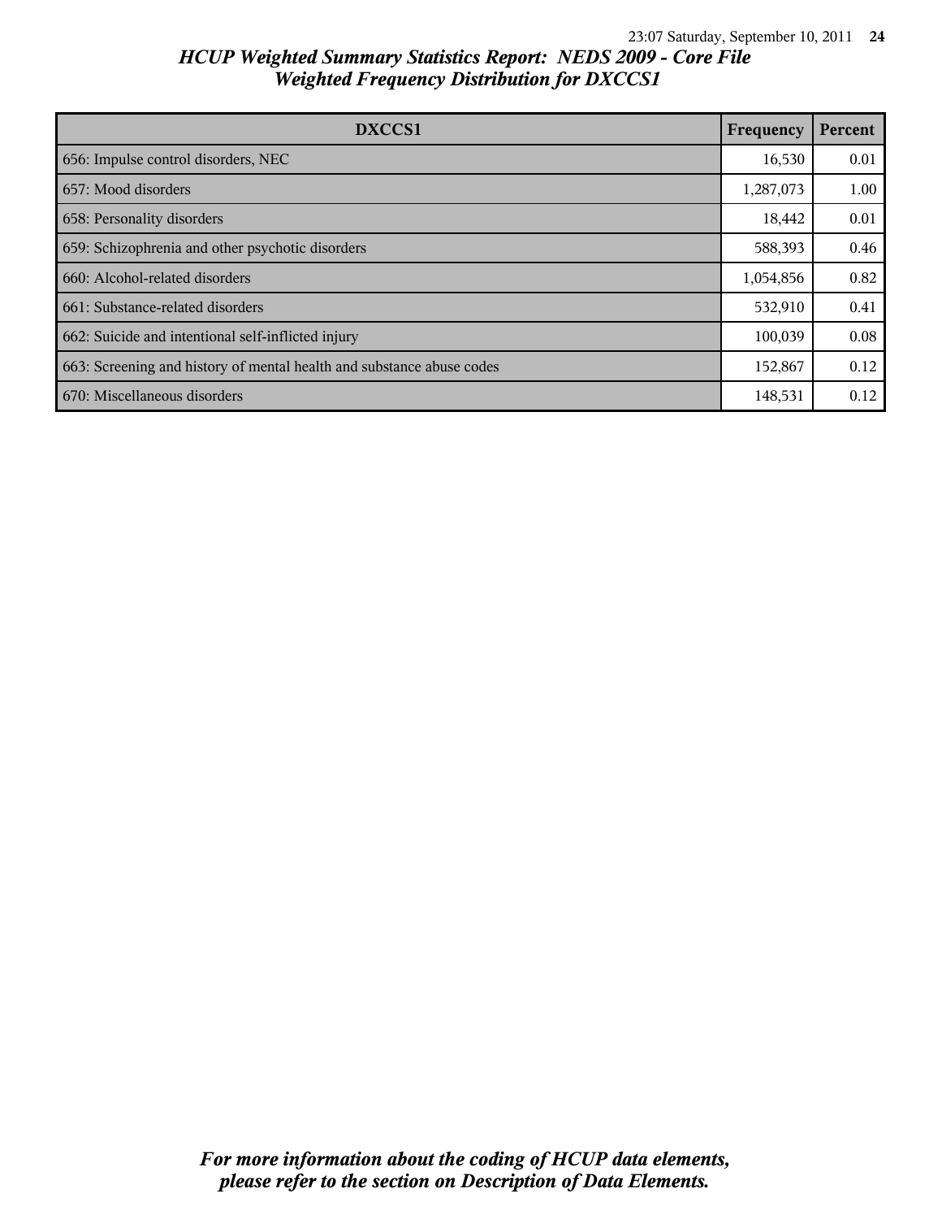# HCUP Weighted Summary Statistics Report: NEDS 2009 - Core File
## Weighted Frequency Distribution for DXCCS1

| DXCCS1 | Frequency | Percent |
|---|---|---|
| 656: Impulse control disorders, NEC | 16,530 | 0.01 |
| 657: Mood disorders | 1,287,073 | 1.00 |
| 658: Personality disorders | 18,442 | 0.01 |
| 659: Schizophrenia and other psychotic disorders | 588,393 | 0.46 |
| 660: Alcohol-related disorders | 1,054,856 | 0.82 |
| 661: Substance-related disorders | 532,910 | 0.41 |
| 662: Suicide and intentional self-inflicted injury | 100,039 | 0.08 |
| 663: Screening and history of mental health and substance abuse codes | 152,867 | 0.12 |
| 670: Miscellaneous disorders | 148,531 | 0.12 |

*For more information about the coding of HCUP data elements, please refer to the section on Description of Data Elements.*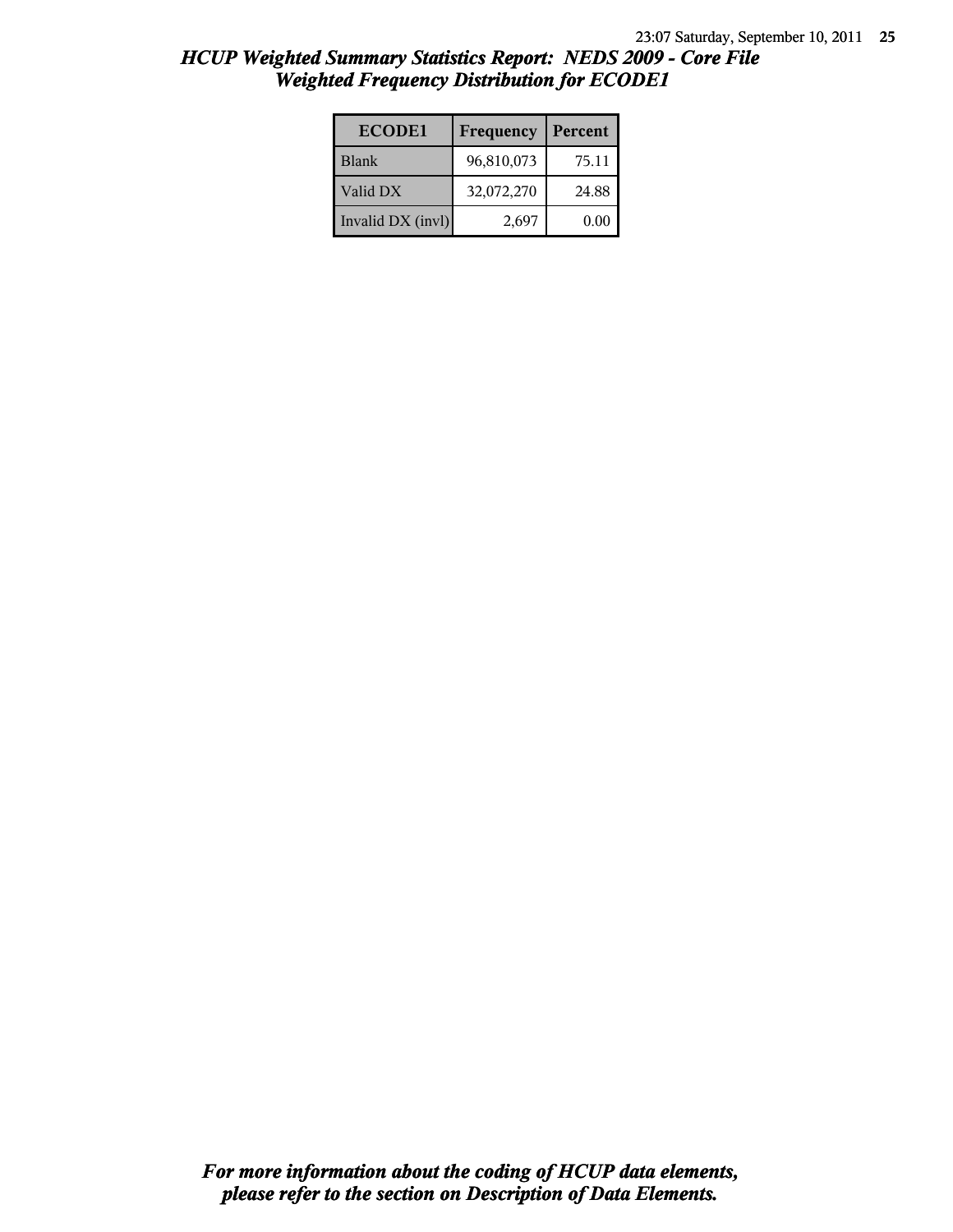# HCUP Weighted Summary Statistics Report: NEDS 2009 - Core File
## Weighted Frequency Distribution for ECODE1

| ECODE1 | Frequency | Percent |
|---|---|---|
| Blank | 96,810,073 | 75.11 |
| Valid DX | 32,072,270 | 24.88 |
| Invalid DX (invl) | 2,697 | 0.00 |

*For more information about the coding of HCUP data elements, please refer to the section on Description of Data Elements.*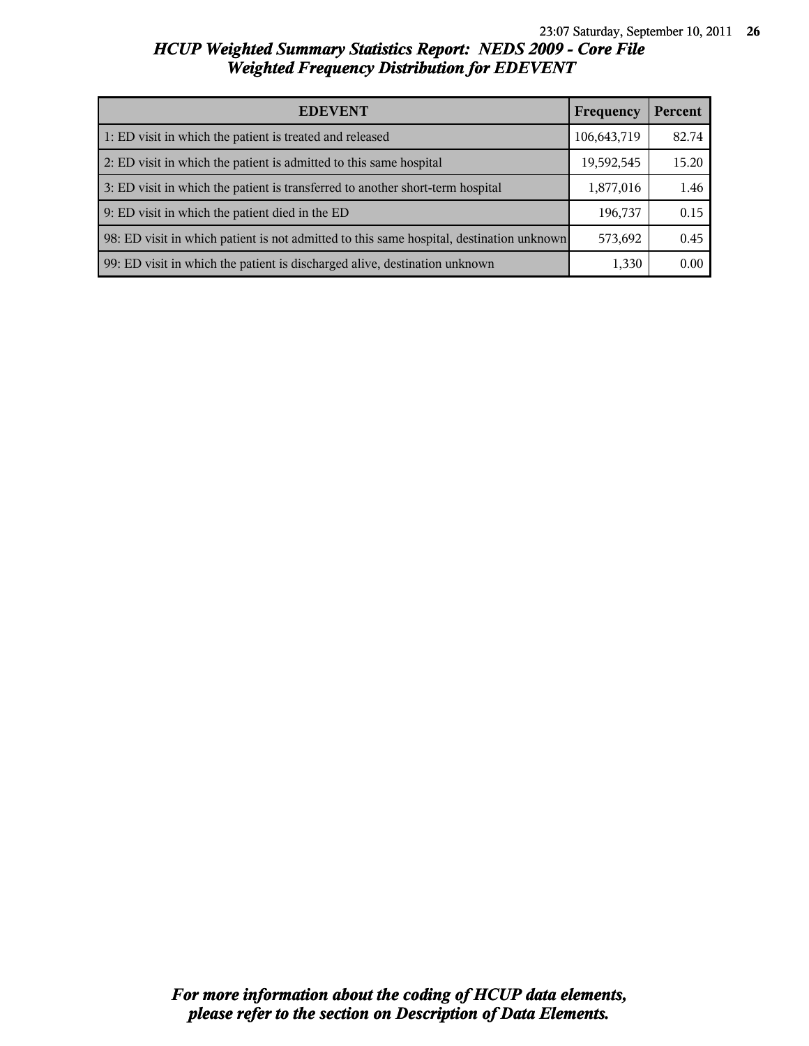# HCUP Weighted Summary Statistics Report: NEDS 2009 - Core File
## Weighted Frequency Distribution for EDEVENT

| EDEVENT | Frequency | Percent |
|---|---|---|
| 1: ED visit in which the patient is treated and released | 106,643,719 | 82.74 |
| 2: ED visit in which the patient is admitted to this same hospital | 19,592,545 | 15.20 |
| 3: ED visit in which the patient is transferred to another short-term hospital | 1,877,016 | 1.46 |
| 9: ED visit in which the patient died in the ED | 196,737 | 0.15 |
| 98: ED visit in which patient is not admitted to this same hospital, destination unknown | 573,692 | 0.45 |
| 99: ED visit in which the patient is discharged alive, destination unknown | 1,330 | 0.00 |

*For more information about the coding of HCUP data elements, please refer to the section on Description of Data Elements.*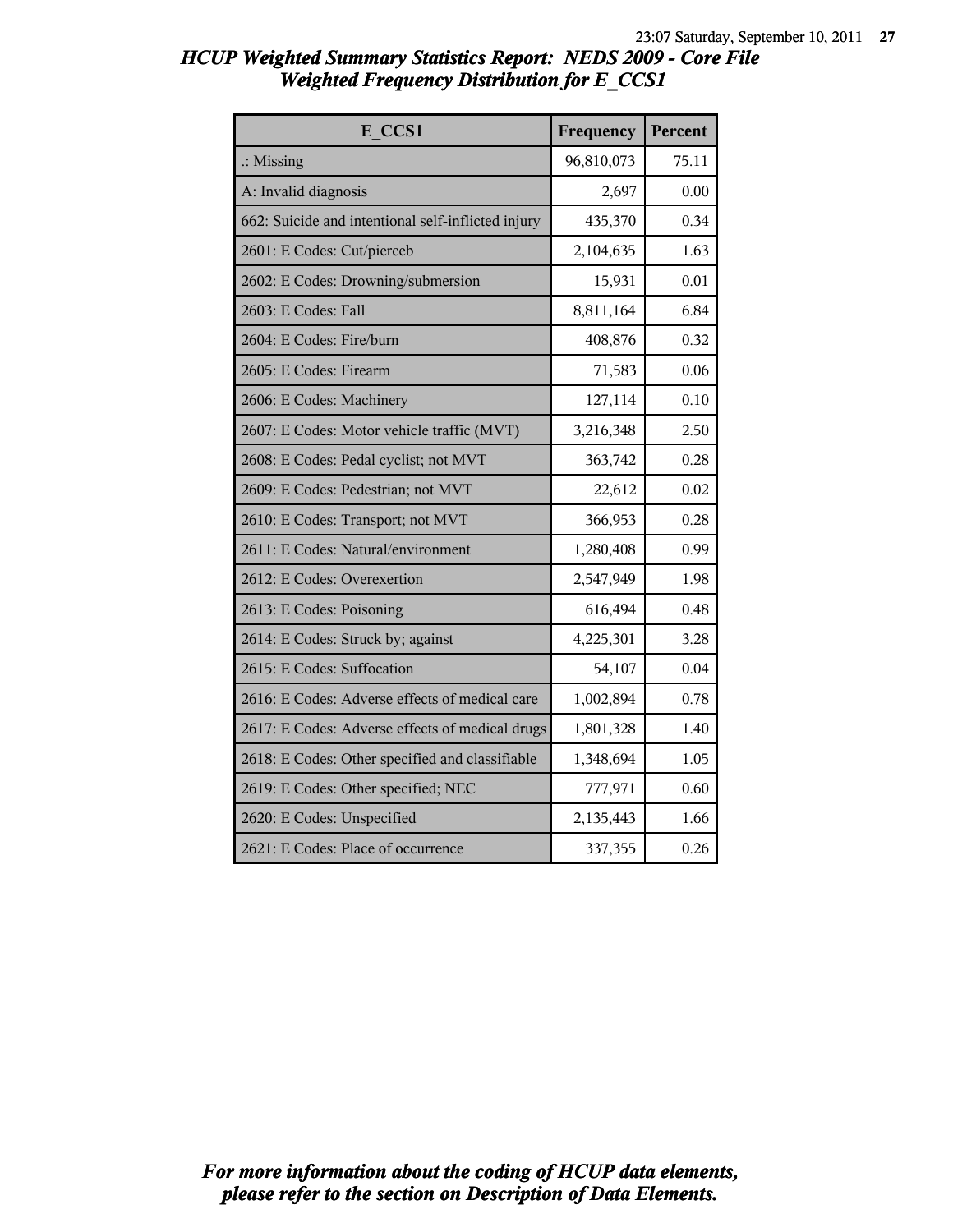# HCUP Weighted Summary Statistics Report: NEDS 2009 - Core File
## Weighted Frequency Distribution for E_CCS1

| E_CCS1 | Frequency | Percent |
|---|---|---|
| .: Missing | 96,810,073 | 75.11 |
| A: Invalid diagnosis | 2,697 | 0.00 |
| 662: Suicide and intentional self-inflicted injury | 435,370 | 0.34 |
| 2601: E Codes: Cut/pierceb | 2,104,635 | 1.63 |
| 2602: E Codes: Drowning/submersion | 15,931 | 0.01 |
| 2603: E Codes: Fall | 8,811,164 | 6.84 |
| 2604: E Codes: Fire/burn | 408,876 | 0.32 |
| 2605: E Codes: Firearm | 71,583 | 0.06 |
| 2606: E Codes: Machinery | 127,114 | 0.10 |
| 2607: E Codes: Motor vehicle traffic (MVT) | 3,216,348 | 2.50 |
| 2608: E Codes: Pedal cyclist; not MVT | 363,742 | 0.28 |
| 2609: E Codes: Pedestrian; not MVT | 22,612 | 0.02 |
| 2610: E Codes: Transport; not MVT | 366,953 | 0.28 |
| 2611: E Codes: Natural/environment | 1,280,408 | 0.99 |
| 2612: E Codes: Overexertion | 2,547,949 | 1.98 |
| 2613: E Codes: Poisoning | 616,494 | 0.48 |
| 2614: E Codes: Struck by; against | 4,225,301 | 3.28 |
| 2615: E Codes: Suffocation | 54,107 | 0.04 |
| 2616: E Codes: Adverse effects of medical care | 1,002,894 | 0.78 |
| 2617: E Codes: Adverse effects of medical drugs | 1,801,328 | 1.40 |
| 2618: E Codes: Other specified and classifiable | 1,348,694 | 1.05 |
| 2619: E Codes: Other specified; NEC | 777,971 | 0.60 |
| 2620: E Codes: Unspecified | 2,135,443 | 1.66 |
| 2621: E Codes: Place of occurrence | 337,355 | 0.26 |

*For more information about the coding of HCUP data elements, please refer to the section on Description of Data Elements.*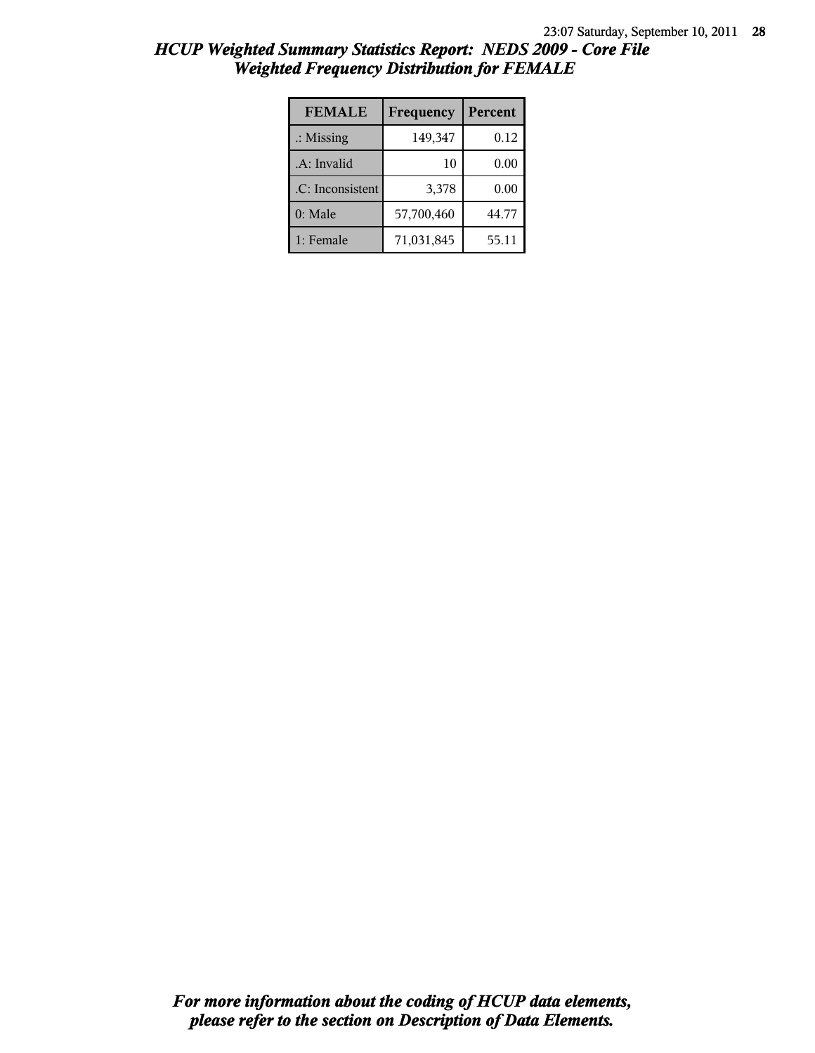# *HCUP Weighted Summary Statistics Report: NEDS 2009 - Core File*
## *Weighted Frequency Distribution for FEMALE*

| FEMALE | Frequency | Percent |
|---|---|---|
| .: Missing | 149,347 | 0.12 |
| .A: Invalid | 10 | 0.00 |
| .C: Inconsistent | 3,378 | 0.00 |
| 0: Male | 57,700,460 | 44.77 |
| 1: Female | 71,031,845 | 55.11 |

***For more information about the coding of HCUP data elements, please refer to the section on Description of Data Elements.***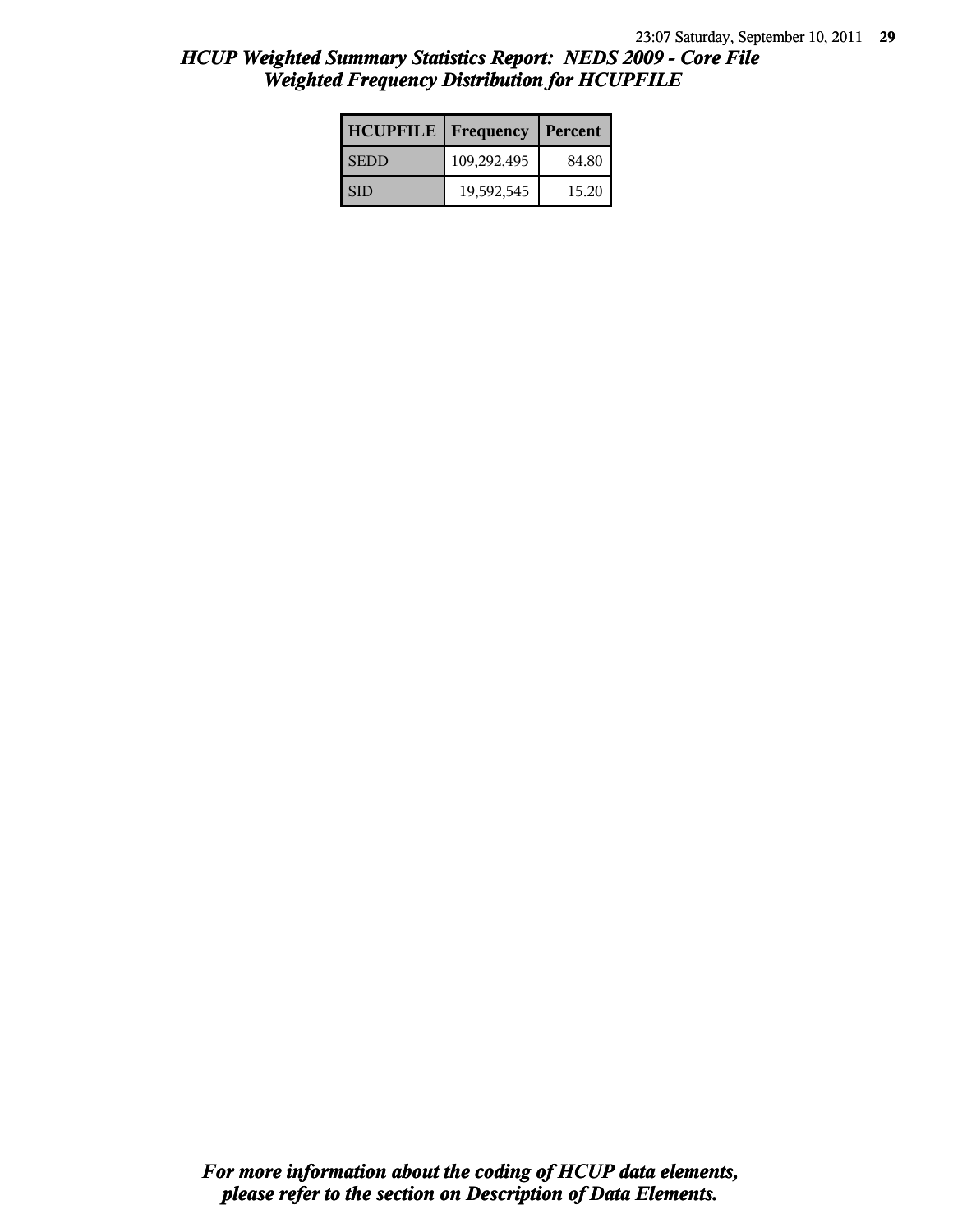## *HCUP Weighted Summary Statistics Report: NEDS 2009 - Core File*
## *Weighted Frequency Distribution for HCUPFILE*

| HCUPFILE | Frequency | Percent |
|---|---|---|
| SEDD | 109,292,495 | 84.80 |
| SID | 19,592,545 | 15.20 |

***For more information about the coding of HCUP data elements, please refer to the section on Description of Data Elements.***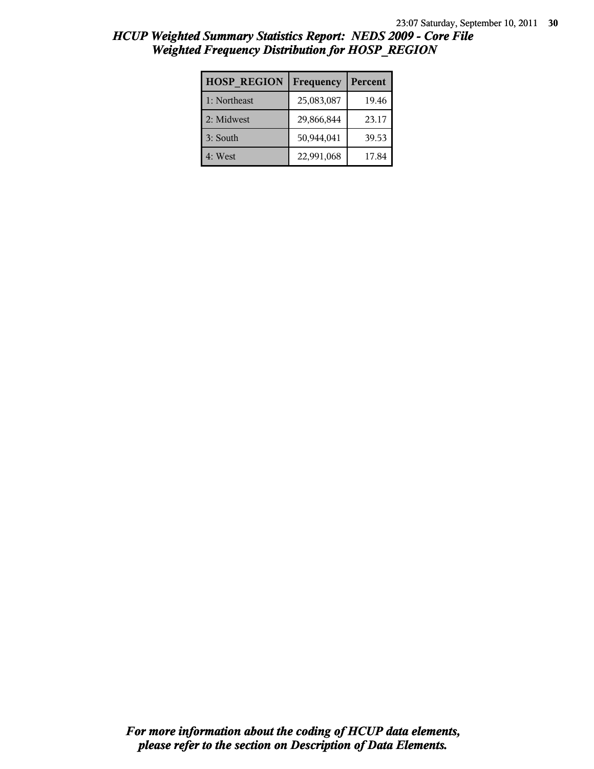# *HCUP Weighted Summary Statistics Report: NEDS 2009 - Core File*
## *Weighted Frequency Distribution for HOSP_REGION*

| HOSP_REGION | Frequency | Percent |
|---|---|---|
| 1: Northeast | 25,083,087 | 19.46 |
| 2: Midwest | 29,866,844 | 23.17 |
| 3: South | 50,944,041 | 39.53 |
| 4: West | 22,991,068 | 17.84 |

***For more information about the coding of HCUP data elements, please refer to the section on Description of Data Elements.***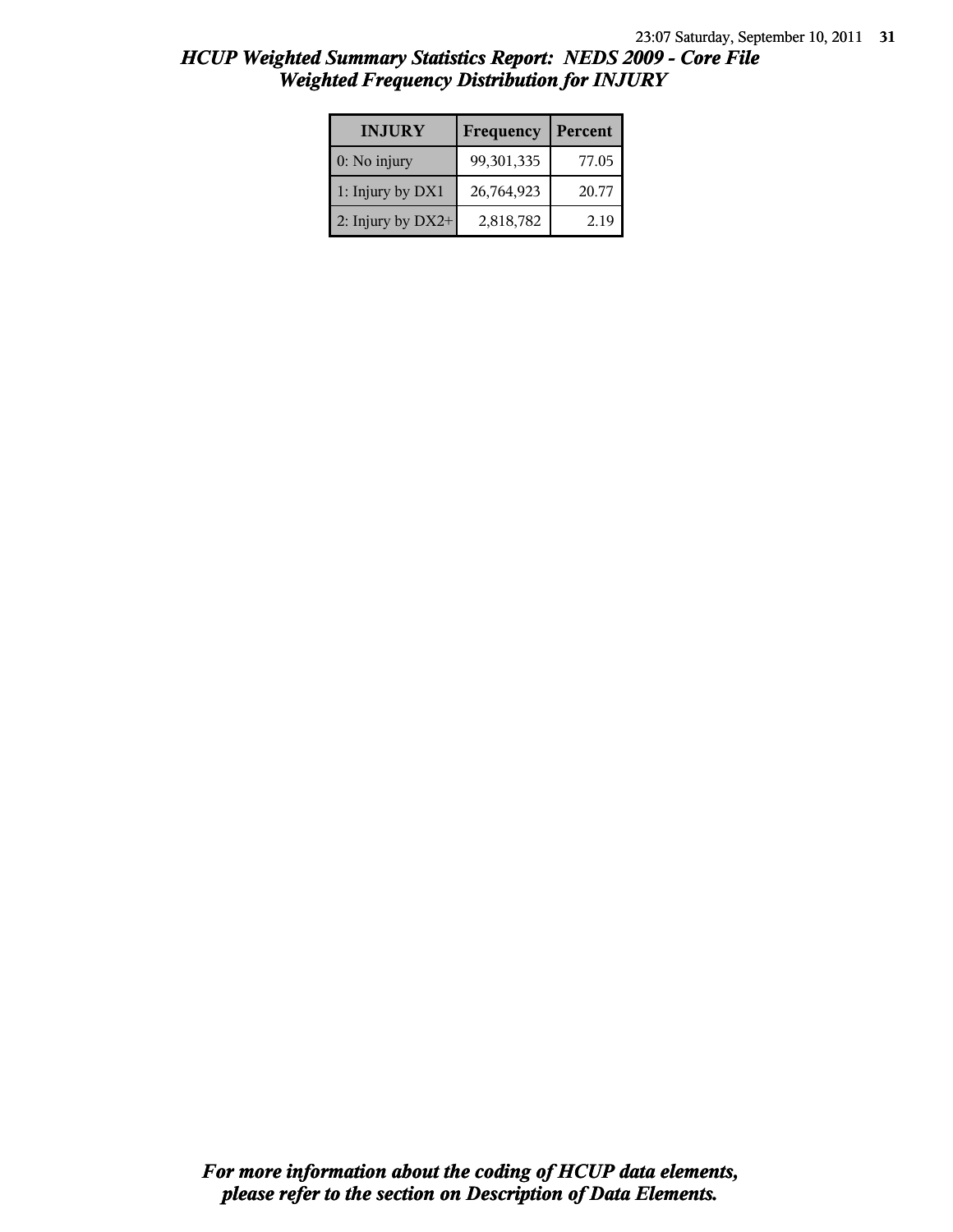# *HCUP Weighted Summary Statistics Report: NEDS 2009 - Core File*
## *Weighted Frequency Distribution for INJURY*

| INJURY | Frequency | Percent |
|---|---|---|
| 0: No injury | 99,301,335 | 77.05 |
| 1: Injury by DX1 | 26,764,923 | 20.77 |
| 2: Injury by DX2+ | 2,818,782 | 2.19 |

***For more information about the coding of HCUP data elements, please refer to the section on Description of Data Elements.***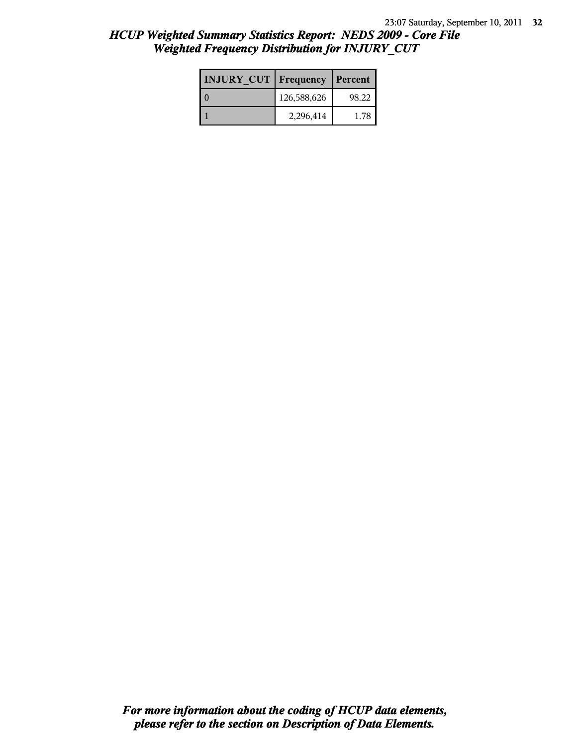## *HCUP Weighted Summary Statistics Report: NEDS 2009 - Core File*
## *Weighted Frequency Distribution for INJURY_CUT*

| INJURY_CUT | Frequency | Percent |
|---|---|---|
| 0 | 126,588,626 | 98.22 |
| 1 | 2,296,414 | 1.78 |

***For more information about the coding of HCUP data elements, please refer to the section on Description of Data Elements.***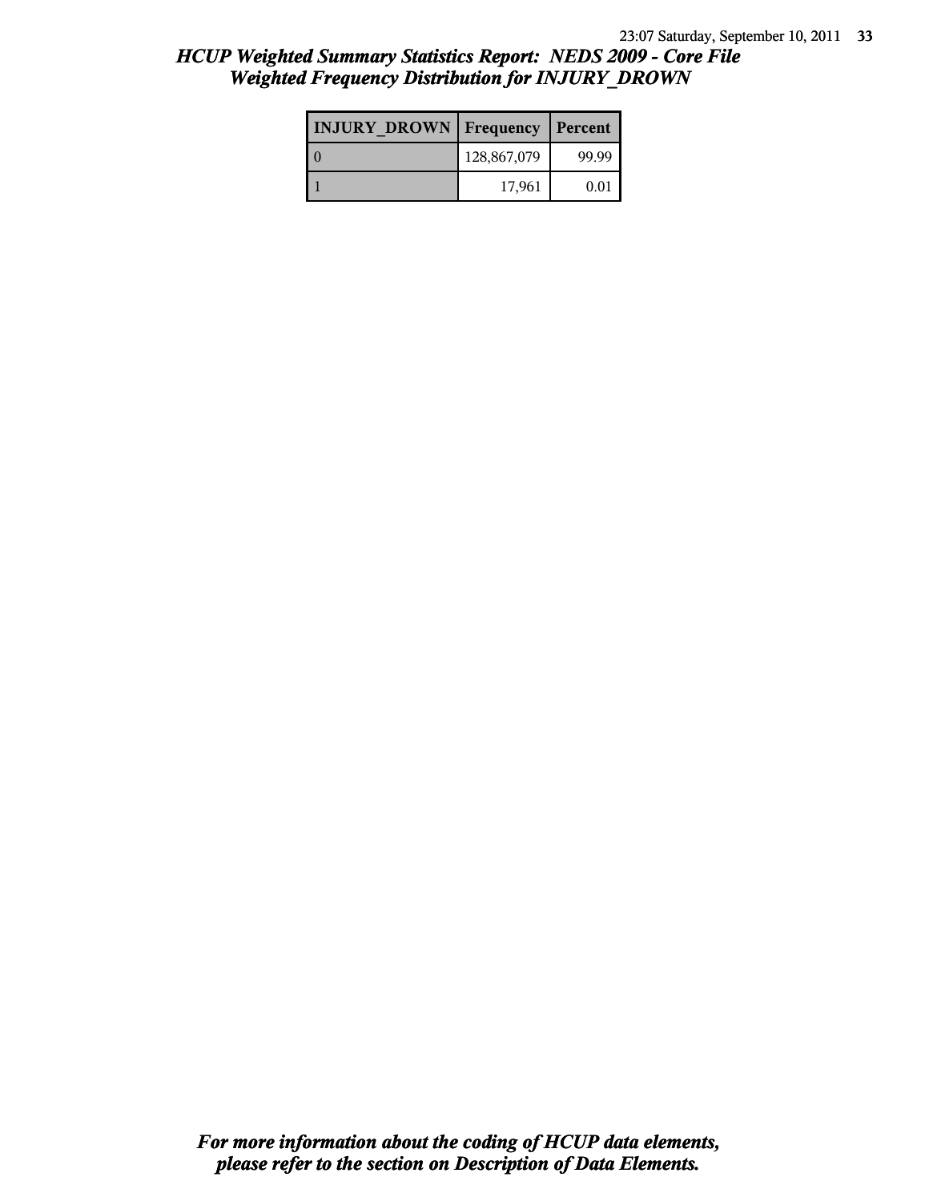## HCUP Weighted Summary Statistics Report: NEDS 2009 - Core File
## Weighted Frequency Distribution for INJURY_DROWN

| INJURY_DROWN | Frequency | Percent |
|---|---|---|
| 0 | 128,867,079 | 99.99 |
| 1 | 17,961 | 0.01 |

***For more information about the coding of HCUP data elements, please refer to the section on Description of Data Elements.***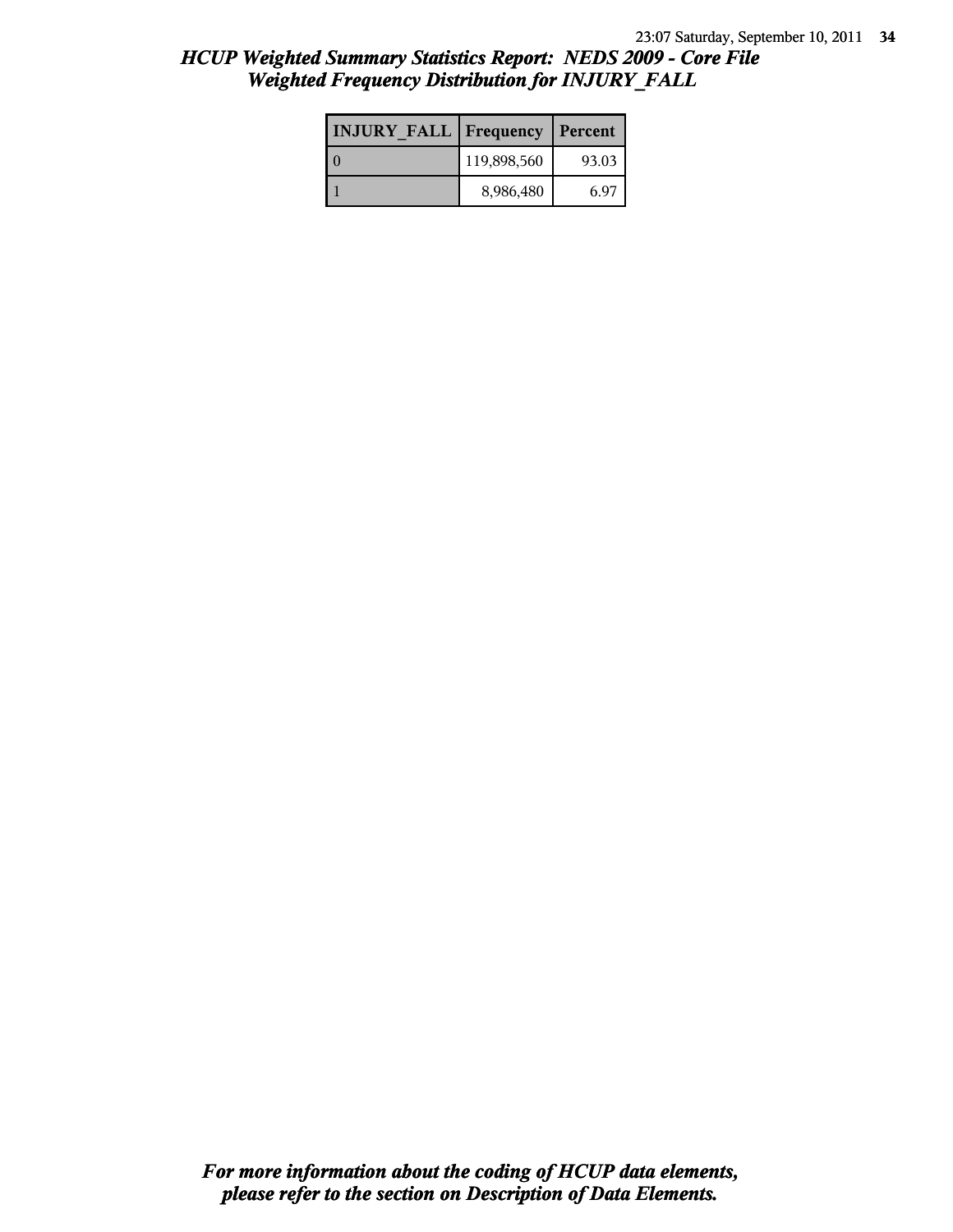# *HCUP Weighted Summary Statistics Report: NEDS 2009 - Core File*
## *Weighted Frequency Distribution for INJURY_FALL*

| INJURY_FALL | Frequency | Percent |
|---|---|---|
| 0 | 119,898,560 | 93.03 |
| 1 | 8,986,480 | 6.97 |

***For more information about the coding of HCUP data elements, please refer to the section on Description of Data Elements.***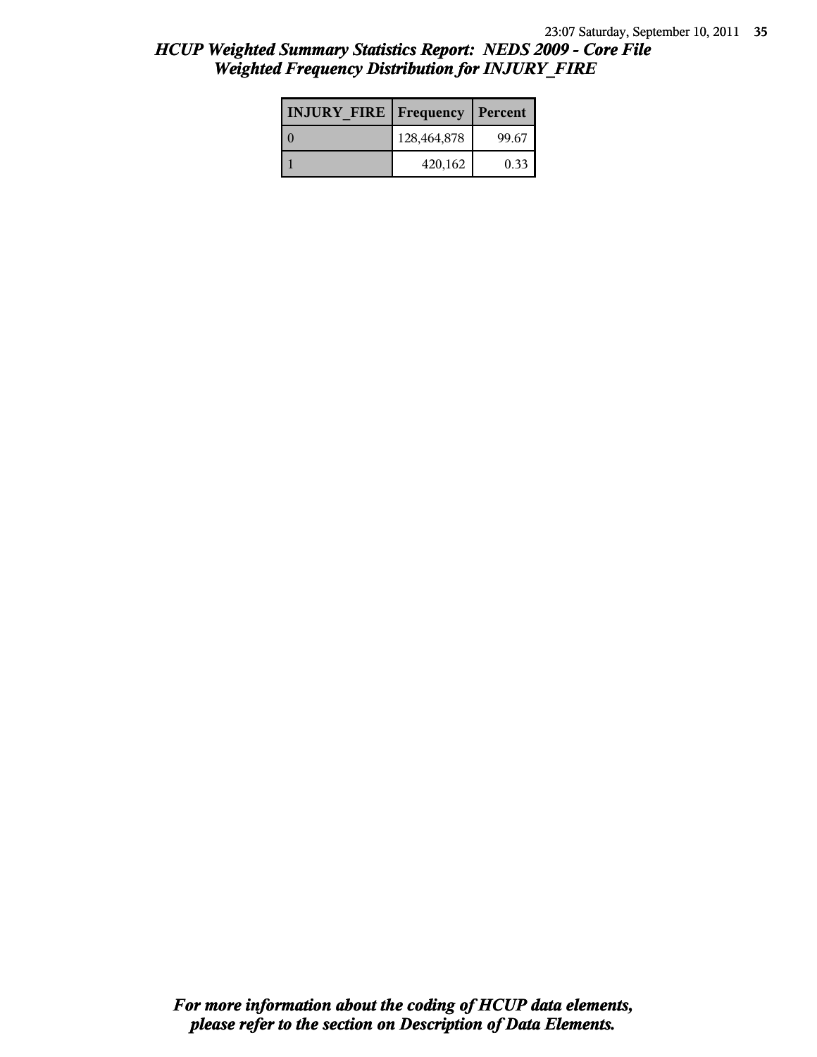# *HCUP Weighted Summary Statistics Report: NEDS 2009 - Core File*
## *Weighted Frequency Distribution for INJURY_FIRE*

| INJURY_FIRE | Frequency | Percent |
|---|---|---|
| 0 | 128,464,878 | 99.67 |
| 1 | 420,162 | 0.33 |

***For more information about the coding of HCUP data elements, please refer to the section on Description of Data Elements.***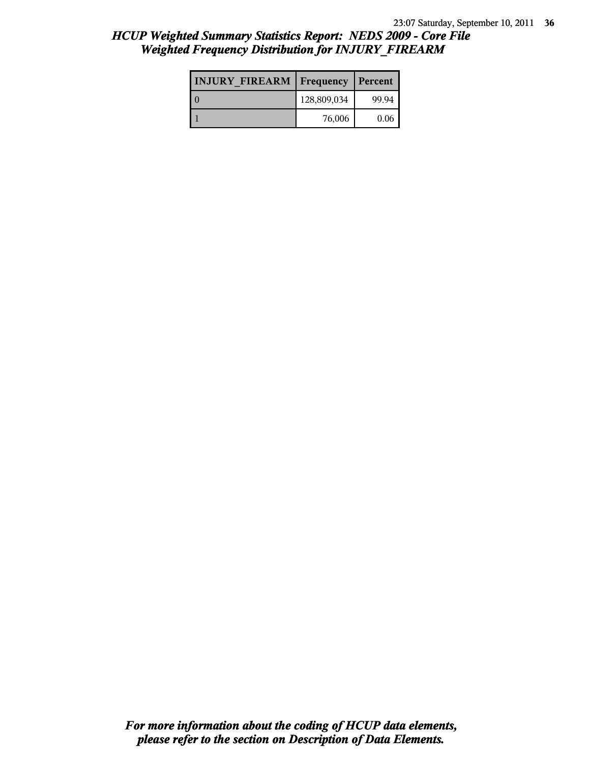# *HCUP Weighted Summary Statistics Report: NEDS 2009 - Core File*
## *Weighted Frequency Distribution for INJURY_FIREARM*

| INJURY_FIREARM | Frequency | Percent |
|---|---|---|
| 0 | 128,809,034 | 99.94 |
| 1 | 76,006 | 0.06 |

***For more information about the coding of HCUP data elements, please refer to the section on Description of Data Elements.***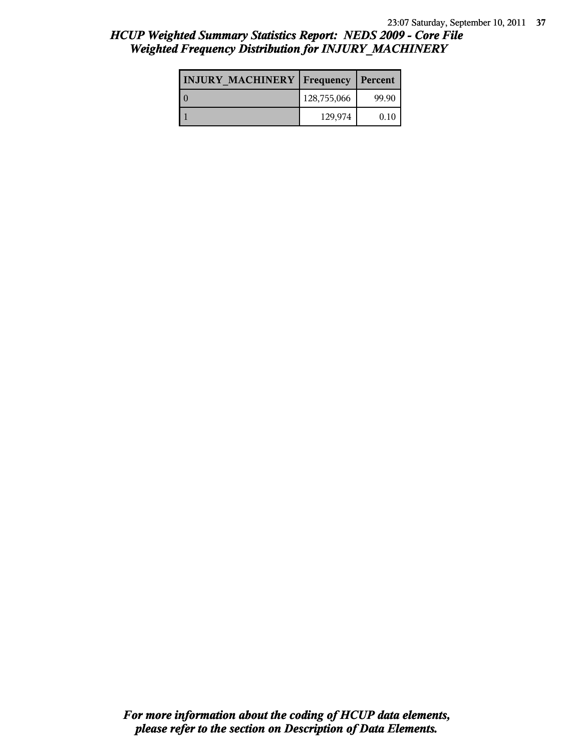## *HCUP Weighted Summary Statistics Report: NEDS 2009 - Core File*
## *Weighted Frequency Distribution for INJURY_MACHINERY*

| INJURY_MACHINERY | Frequency | Percent |
|---|---|---|
| 0 | 128,755,066 | 99.90 |
| 1 | 129,974 | 0.10 |

***For more information about the coding of HCUP data elements, please refer to the section on Description of Data Elements.***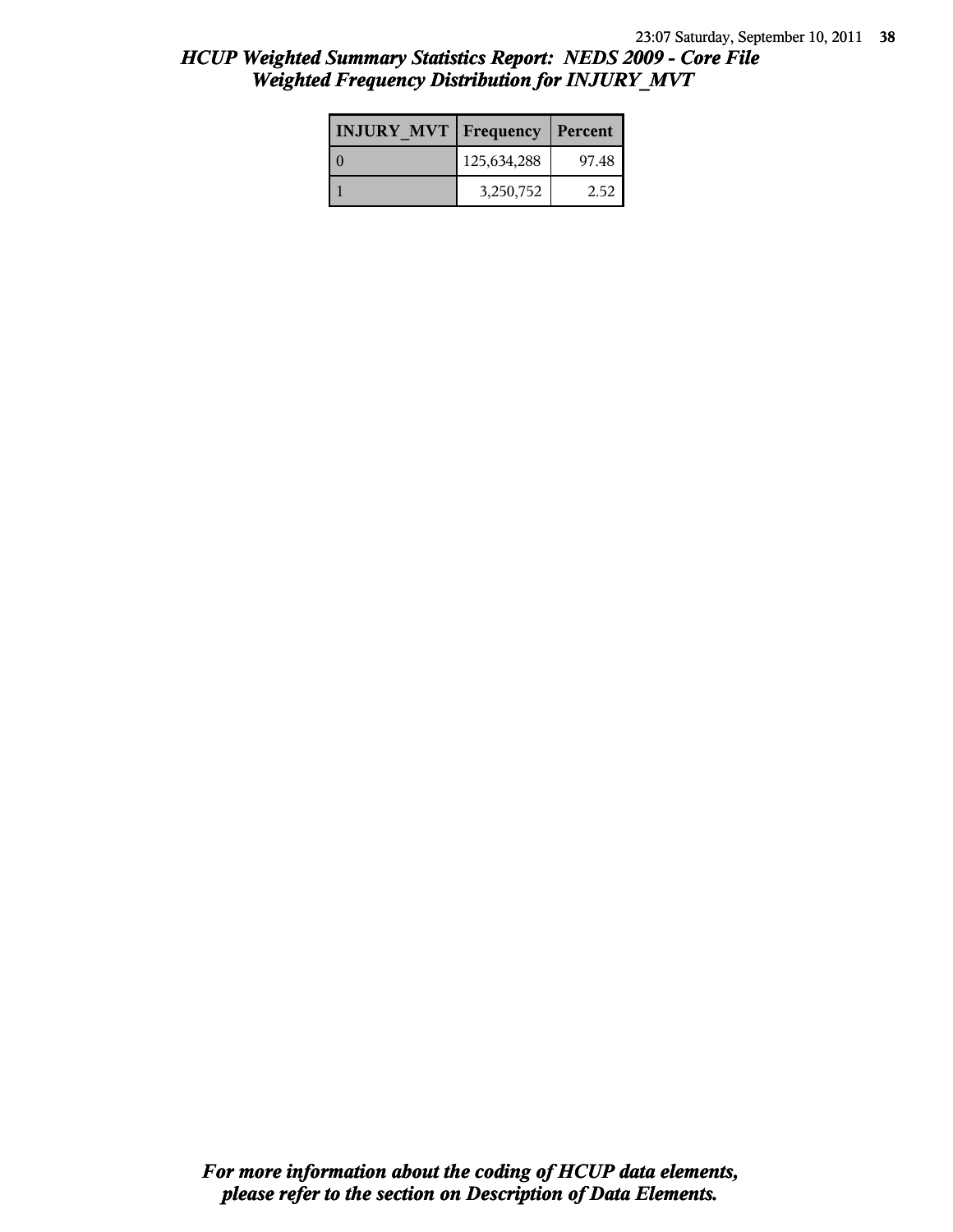# HCUP Weighted Summary Statistics Report: NEDS 2009 - Core File
## Weighted Frequency Distribution for INJURY_MVT

| INJURY_MVT | Frequency | Percent |
|---|---|---|
| 0 | 125,634,288 | 97.48 |
| 1 | 3,250,752 | 2.52 |

*For more information about the coding of HCUP data elements, please refer to the section on Description of Data Elements.*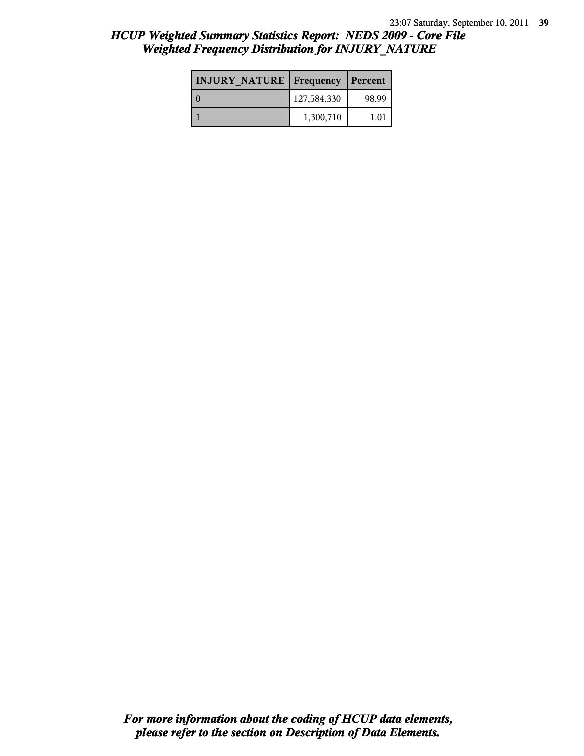## *HCUP Weighted Summary Statistics Report: NEDS 2009 - Core File*
## *Weighted Frequency Distribution for INJURY_NATURE*

| INJURY_NATURE | Frequency | Percent |
|---|---|---|
| 0 | 127,584,330 | 98.99 |
| 1 | 1,300,710 | 1.01 |

***For more information about the coding of HCUP data elements, please refer to the section on Description of Data Elements.***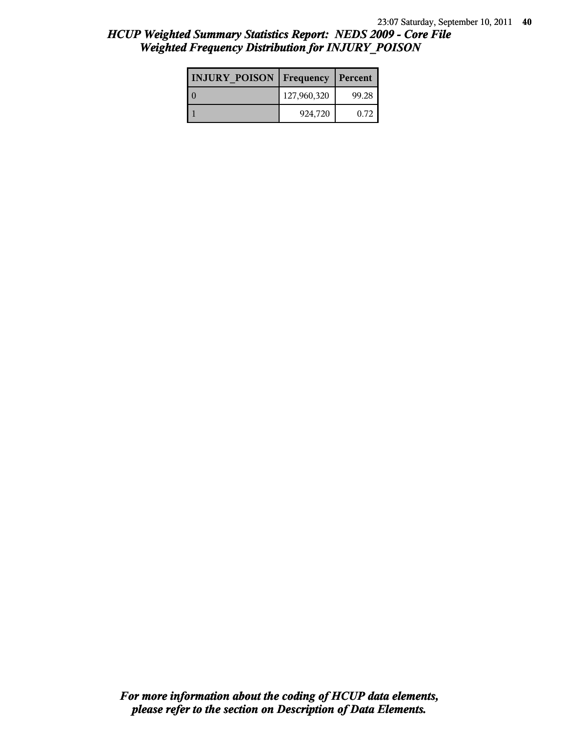# HCUP Weighted Summary Statistics Report: NEDS 2009 - Core File
## Weighted Frequency Distribution for INJURY_POISON

| INJURY_POISON | Frequency | Percent |
|---|---|---|
| 0 | 127,960,320 | 99.28 |
| 1 | 924,720 | 0.72 |

*For more information about the coding of HCUP data elements, please refer to the section on Description of Data Elements.*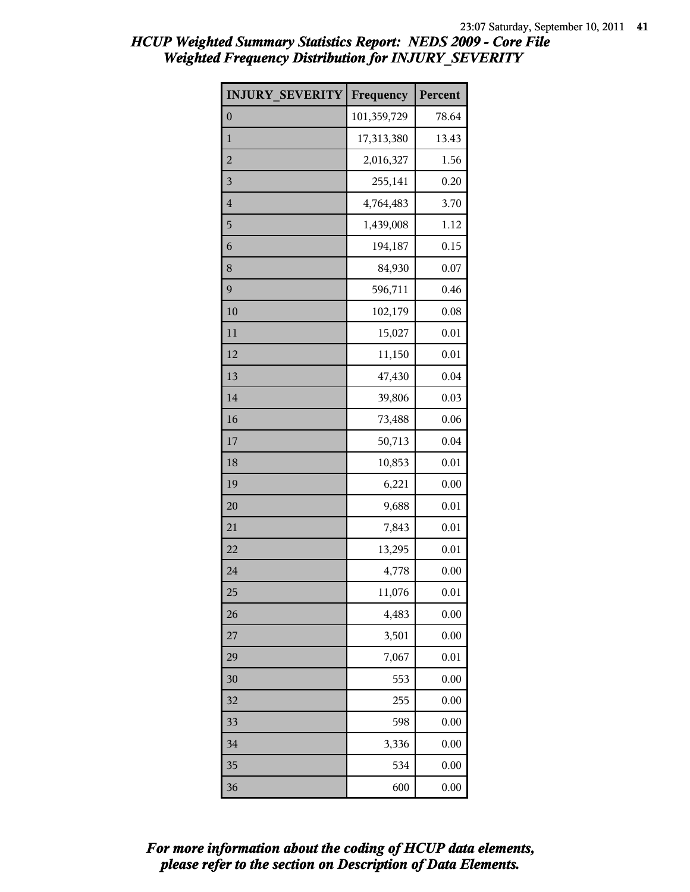# HCUP Weighted Summary Statistics Report: NEDS 2009 - Core File
## Weighted Frequency Distribution for INJURY_SEVERITY

| INJURY_SEVERITY | Frequency | Percent |
|---|---|---|
| 0 | 101,359,729 | 78.64 |
| 1 | 17,313,380 | 13.43 |
| 2 | 2,016,327 | 1.56 |
| 3 | 255,141 | 0.20 |
| 4 | 4,764,483 | 3.70 |
| 5 | 1,439,008 | 1.12 |
| 6 | 194,187 | 0.15 |
| 8 | 84,930 | 0.07 |
| 9 | 596,711 | 0.46 |
| 10 | 102,179 | 0.08 |
| 11 | 15,027 | 0.01 |
| 12 | 11,150 | 0.01 |
| 13 | 47,430 | 0.04 |
| 14 | 39,806 | 0.03 |
| 16 | 73,488 | 0.06 |
| 17 | 50,713 | 0.04 |
| 18 | 10,853 | 0.01 |
| 19 | 6,221 | 0.00 |
| 20 | 9,688 | 0.01 |
| 21 | 7,843 | 0.01 |
| 22 | 13,295 | 0.01 |
| 24 | 4,778 | 0.00 |
| 25 | 11,076 | 0.01 |
| 26 | 4,483 | 0.00 |
| 27 | 3,501 | 0.00 |
| 29 | 7,067 | 0.01 |
| 30 | 553 | 0.00 |
| 32 | 255 | 0.00 |
| 33 | 598 | 0.00 |
| 34 | 3,336 | 0.00 |
| 35 | 534 | 0.00 |
| 36 | 600 | 0.00 |

*For more information about the coding of HCUP data elements, please refer to the section on Description of Data Elements.*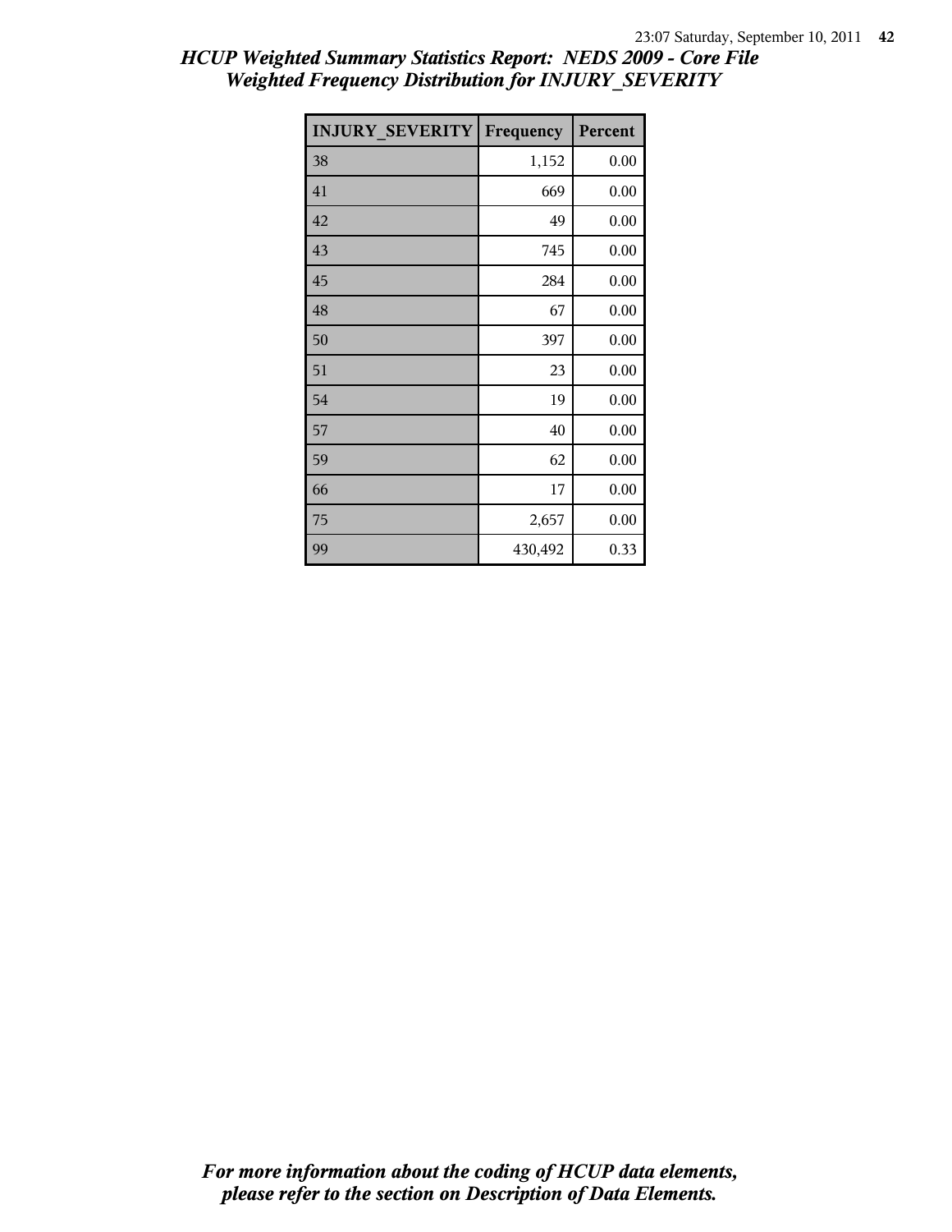# HCUP Weighted Summary Statistics Report: NEDS 2009 - Core File
## Weighted Frequency Distribution for INJURY_SEVERITY

| INJURY_SEVERITY | Frequency | Percent |
|---|---|---|
| 38 | 1,152 | 0.00 |
| 41 | 669 | 0.00 |
| 42 | 49 | 0.00 |
| 43 | 745 | 0.00 |
| 45 | 284 | 0.00 |
| 48 | 67 | 0.00 |
| 50 | 397 | 0.00 |
| 51 | 23 | 0.00 |
| 54 | 19 | 0.00 |
| 57 | 40 | 0.00 |
| 59 | 62 | 0.00 |
| 66 | 17 | 0.00 |
| 75 | 2,657 | 0.00 |
| 99 | 430,492 | 0.33 |

*For more information about the coding of HCUP data elements, please refer to the section on Description of Data Elements.*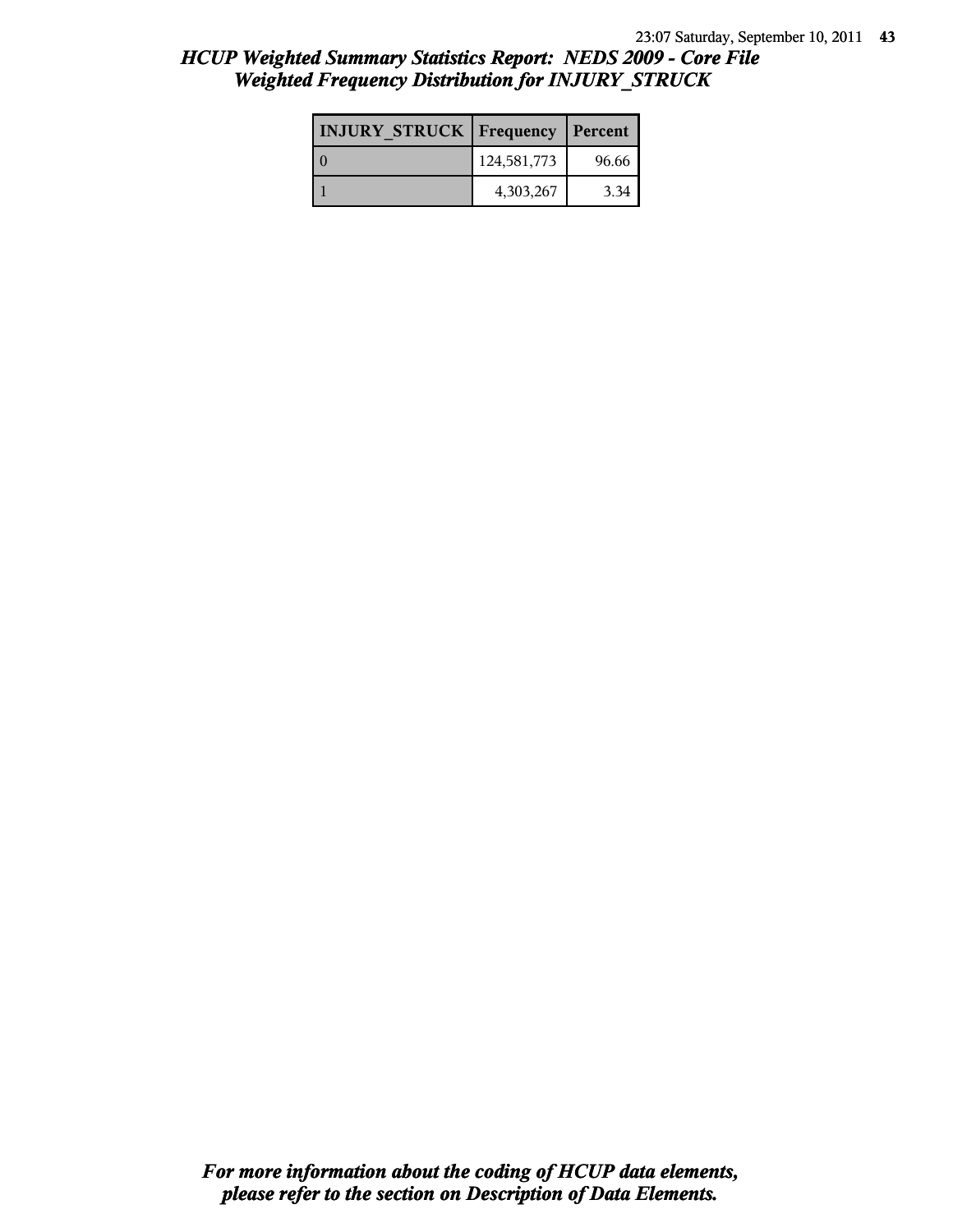## *HCUP Weighted Summary Statistics Report: NEDS 2009 - Core File*
## *Weighted Frequency Distribution for INJURY_STRUCK*

| INJURY_STRUCK | Frequency | Percent |
|---|---|---|
| 0 | 124,581,773 | 96.66 |
| 1 | 4,303,267 | 3.34 |

***For more information about the coding of HCUP data elements, please refer to the section on Description of Data Elements.***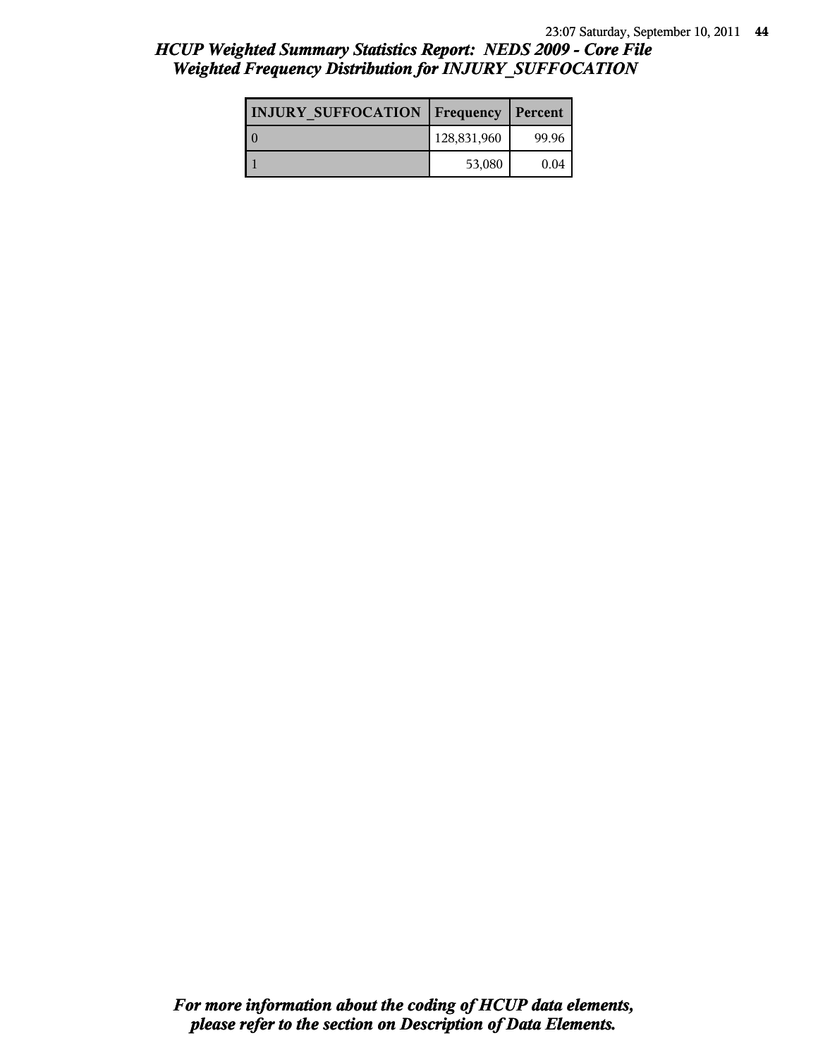# HCUP Weighted Summary Statistics Report: NEDS 2009 - Core File
## Weighted Frequency Distribution for INJURY_SUFFOCATION

| INJURY_SUFFOCATION | Frequency | Percent |
|---|---|---|
| 0 | 128,831,960 | 99.96 |
| 1 | 53,080 | 0.04 |

***For more information about the coding of HCUP data elements, please refer to the section on Description of Data Elements.***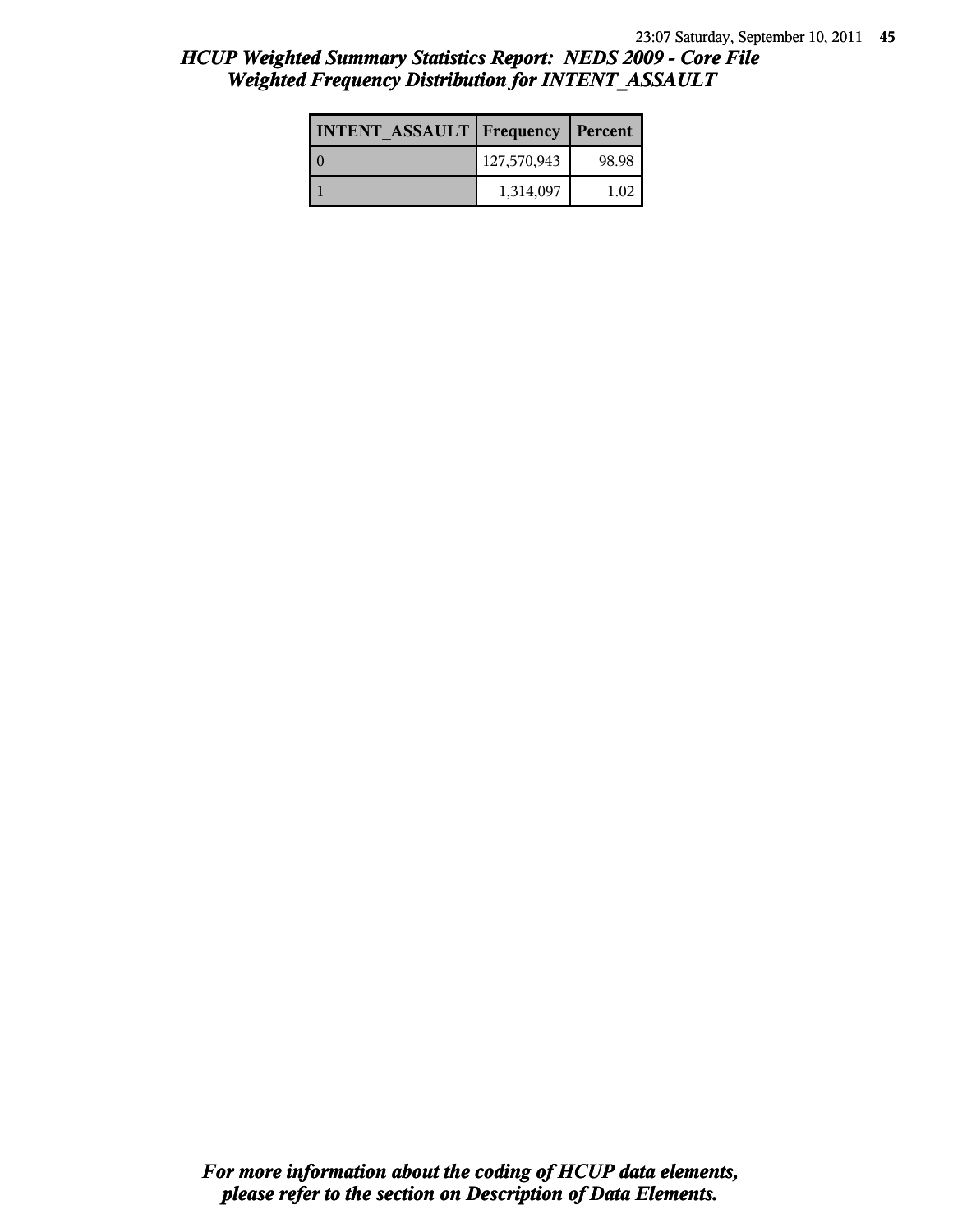## *HCUP Weighted Summary Statistics Report: NEDS 2009 - Core File*
## *Weighted Frequency Distribution for INTENT_ASSAULT*

| INTENT_ASSAULT | Frequency | Percent |
|---|---|---|
| 0 | 127,570,943 | 98.98 |
| 1 | 1,314,097 | 1.02 |

***For more information about the coding of HCUP data elements, please refer to the section on Description of Data Elements.***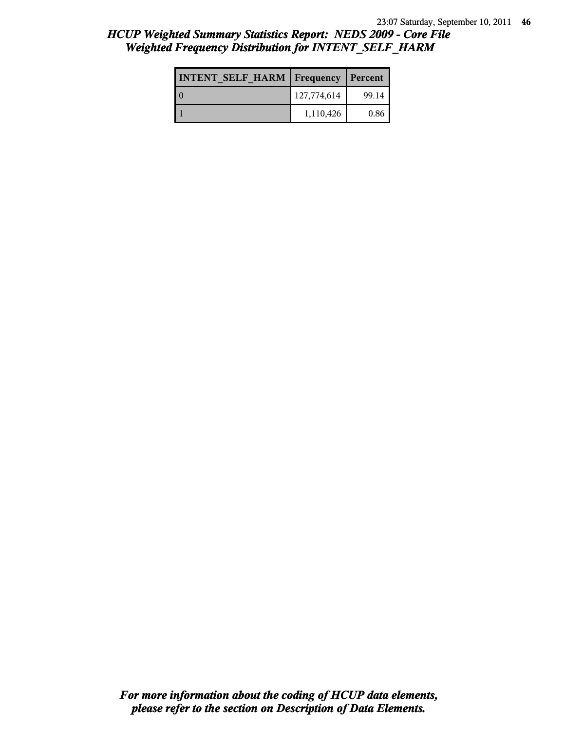# HCUP Weighted Summary Statistics Report: NEDS 2009 - Core File
## Weighted Frequency Distribution for INTENT_SELF_HARM

| INTENT_SELF_HARM | Frequency | Percent |
|---|---|---|
| 0 | 127,774,614 | 99.14 |
| 1 | 1,110,426 | 0.86 |

*For more information about the coding of HCUP data elements, please refer to the section on Description of Data Elements.*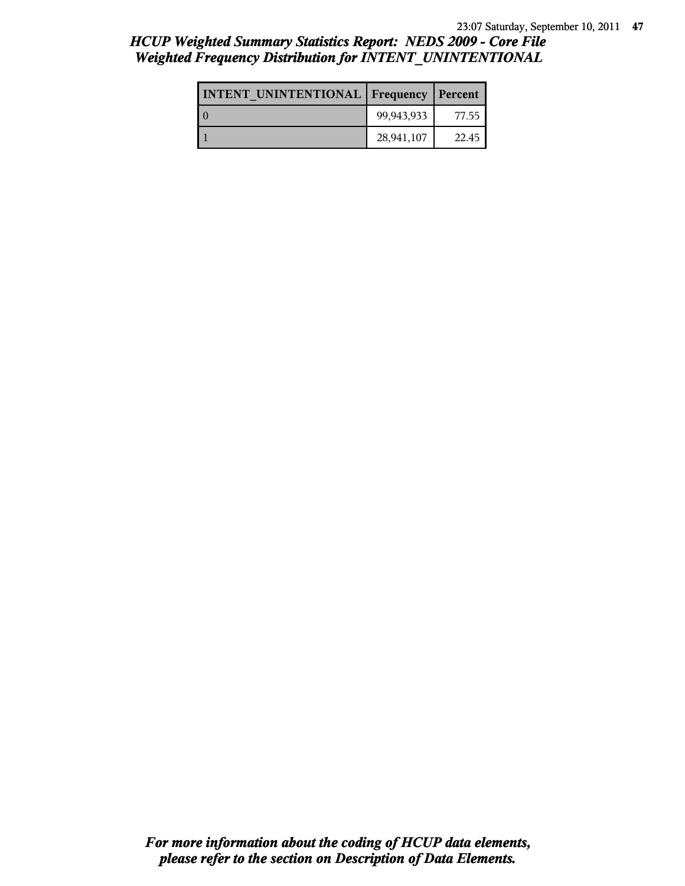# HCUP Weighted Summary Statistics Report: NEDS 2009 - Core File
## Weighted Frequency Distribution for INTENT_UNINTENTIONAL

| INTENT_UNINTENTIONAL | Frequency | Percent |
|---|---|---|
| 0 | 99,943,933 | 77.55 |
| 1 | 28,941,107 | 22.45 |

*For more information about the coding of HCUP data elements, please refer to the section on Description of Data Elements.*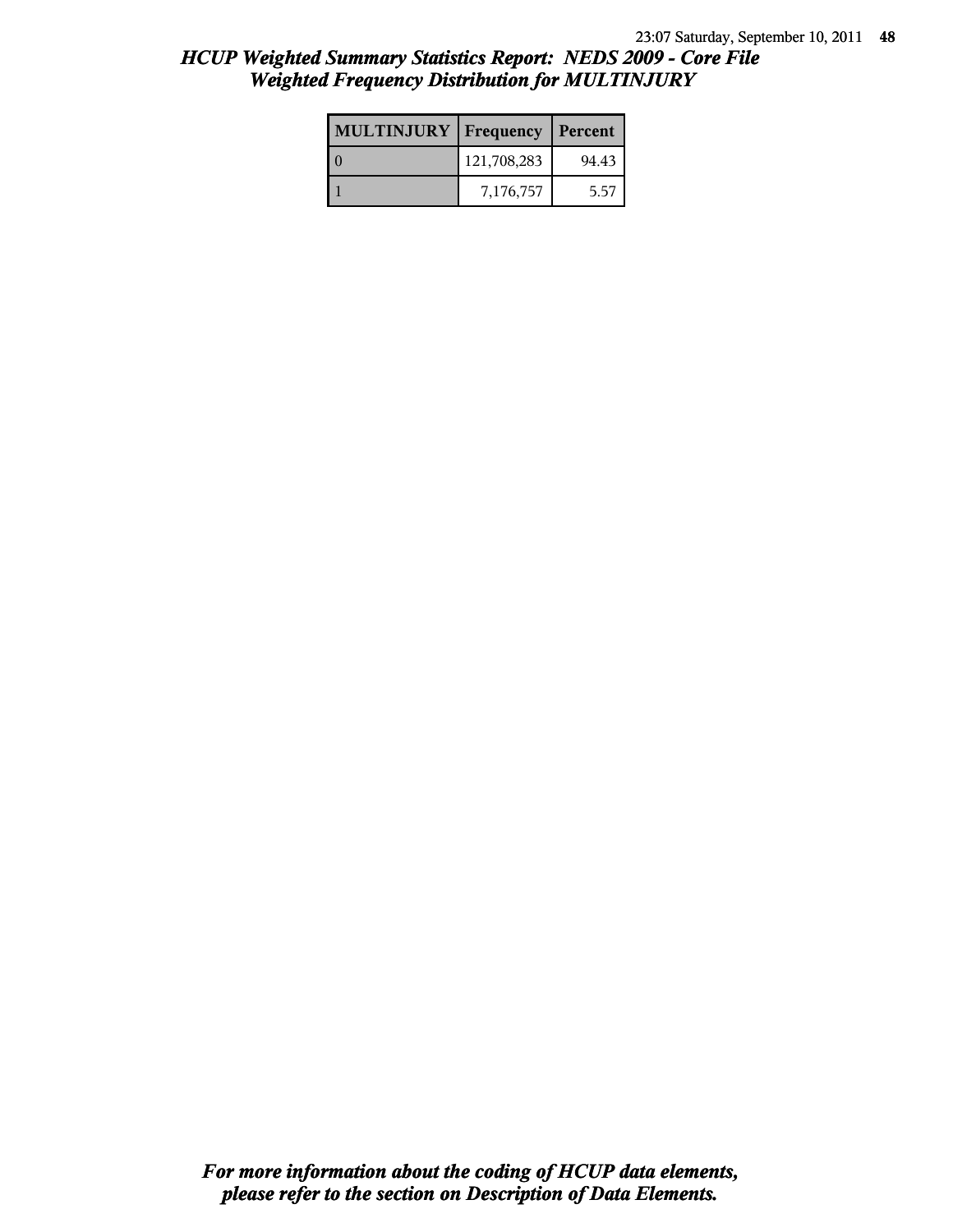# HCUP Weighted Summary Statistics Report: NEDS 2009 - Core File
## Weighted Frequency Distribution for MULTINJURY

| MULTINJURY | Frequency | Percent |
|---|---|---|
| 0 | 121,708,283 | 94.43 |
| 1 | 7,176,757 | 5.57 |

***For more information about the coding of HCUP data elements, please refer to the section on Description of Data Elements.***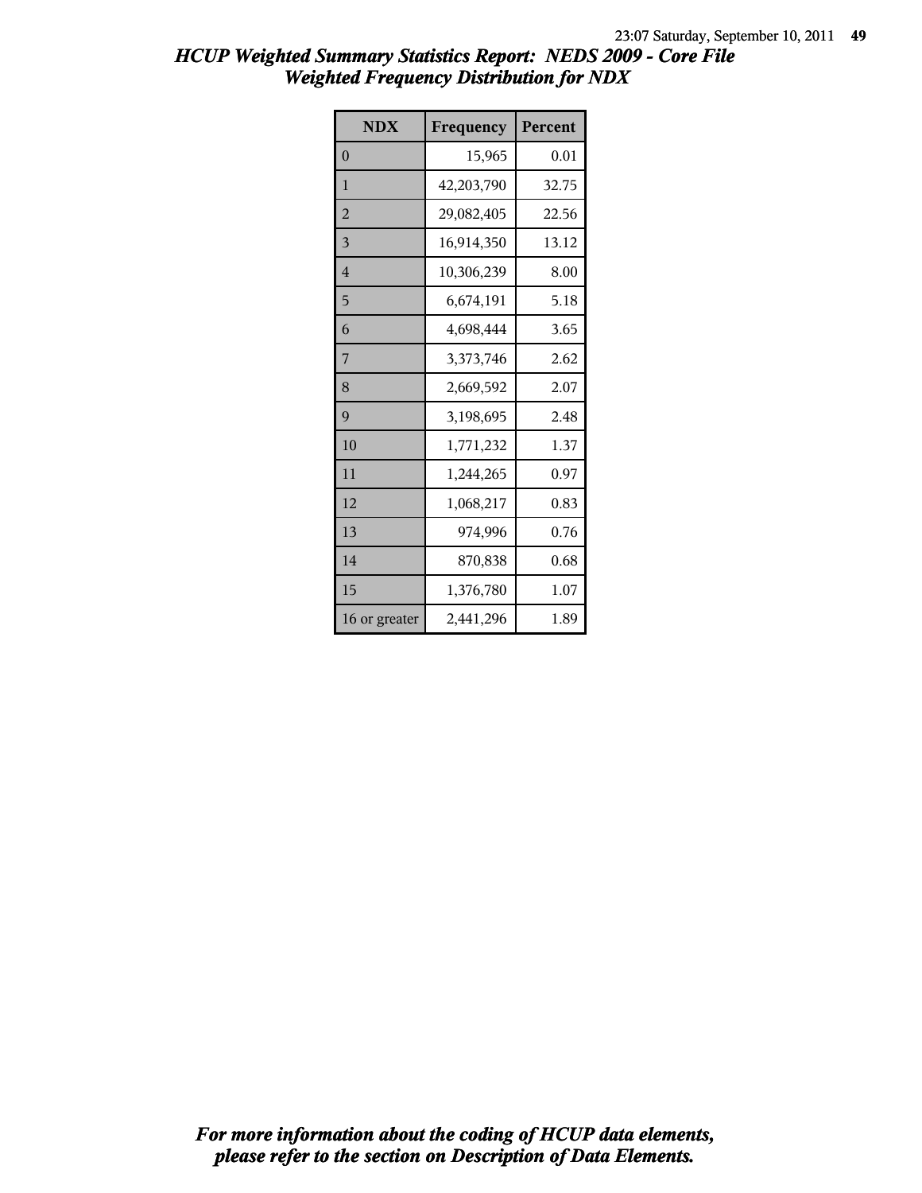# HCUP Weighted Summary Statistics Report: NEDS 2009 - Core File
## Weighted Frequency Distribution for NDX

| NDX | Frequency | Percent |
|---|---|---|
| 0 | 15,965 | 0.01 |
| 1 | 42,203,790 | 32.75 |
| 2 | 29,082,405 | 22.56 |
| 3 | 16,914,350 | 13.12 |
| 4 | 10,306,239 | 8.00 |
| 5 | 6,674,191 | 5.18 |
| 6 | 4,698,444 | 3.65 |
| 7 | 3,373,746 | 2.62 |
| 8 | 2,669,592 | 2.07 |
| 9 | 3,198,695 | 2.48 |
| 10 | 1,771,232 | 1.37 |
| 11 | 1,244,265 | 0.97 |
| 12 | 1,068,217 | 0.83 |
| 13 | 974,996 | 0.76 |
| 14 | 870,838 | 0.68 |
| 15 | 1,376,780 | 1.07 |
| 16 or greater | 2,441,296 | 1.89 |

*For more information about the coding of HCUP data elements, please refer to the section on Description of Data Elements.*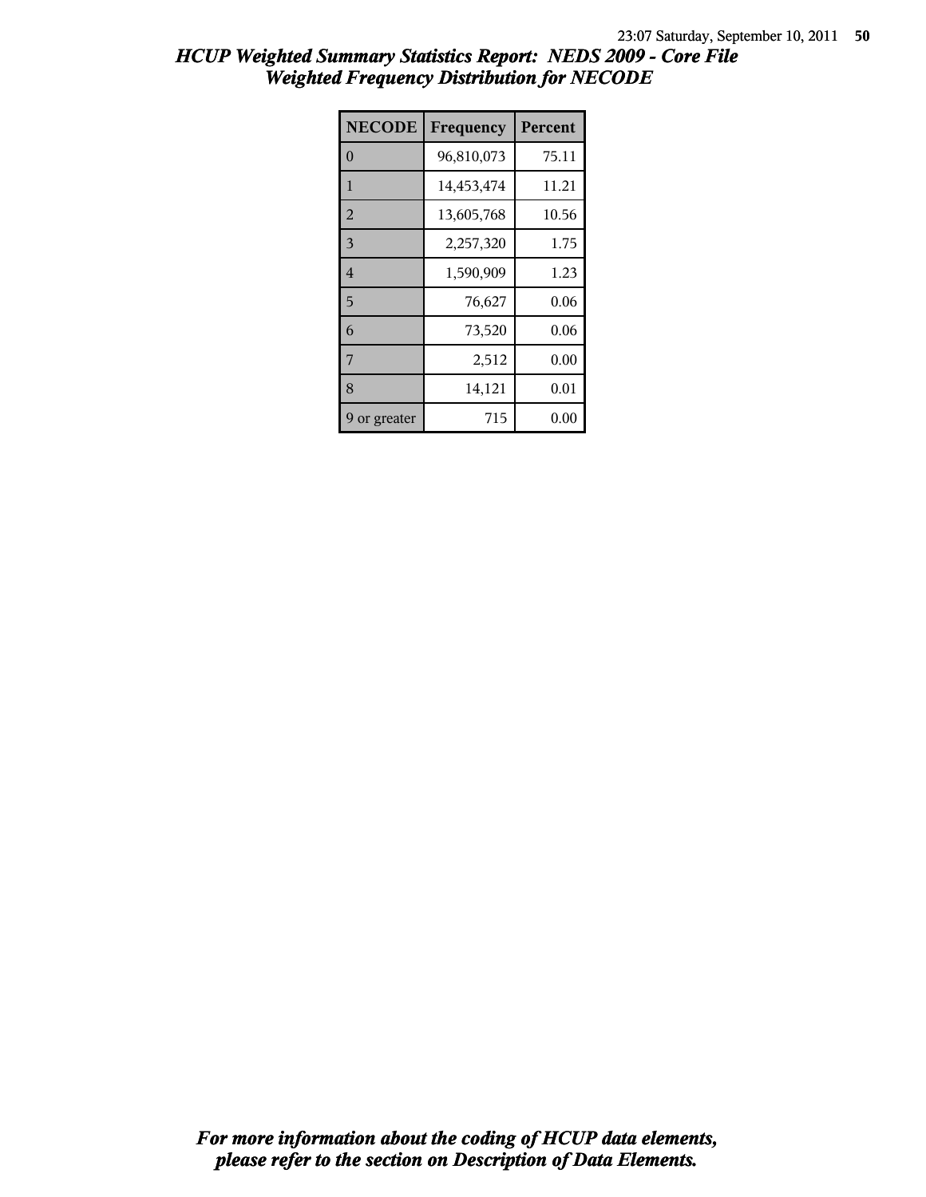# HCUP Weighted Summary Statistics Report: NEDS 2009 - Core File
## Weighted Frequency Distribution for NECODE

| NECODE | Frequency | Percent |
|---|---|---|
| 0 | 96,810,073 | 75.11 |
| 1 | 14,453,474 | 11.21 |
| 2 | 13,605,768 | 10.56 |
| 3 | 2,257,320 | 1.75 |
| 4 | 1,590,909 | 1.23 |
| 5 | 76,627 | 0.06 |
| 6 | 73,520 | 0.06 |
| 7 | 2,512 | 0.00 |
| 8 | 14,121 | 0.01 |
| 9 or greater | 715 | 0.00 |

*For more information about the coding of HCUP data elements, please refer to the section on Description of Data Elements.*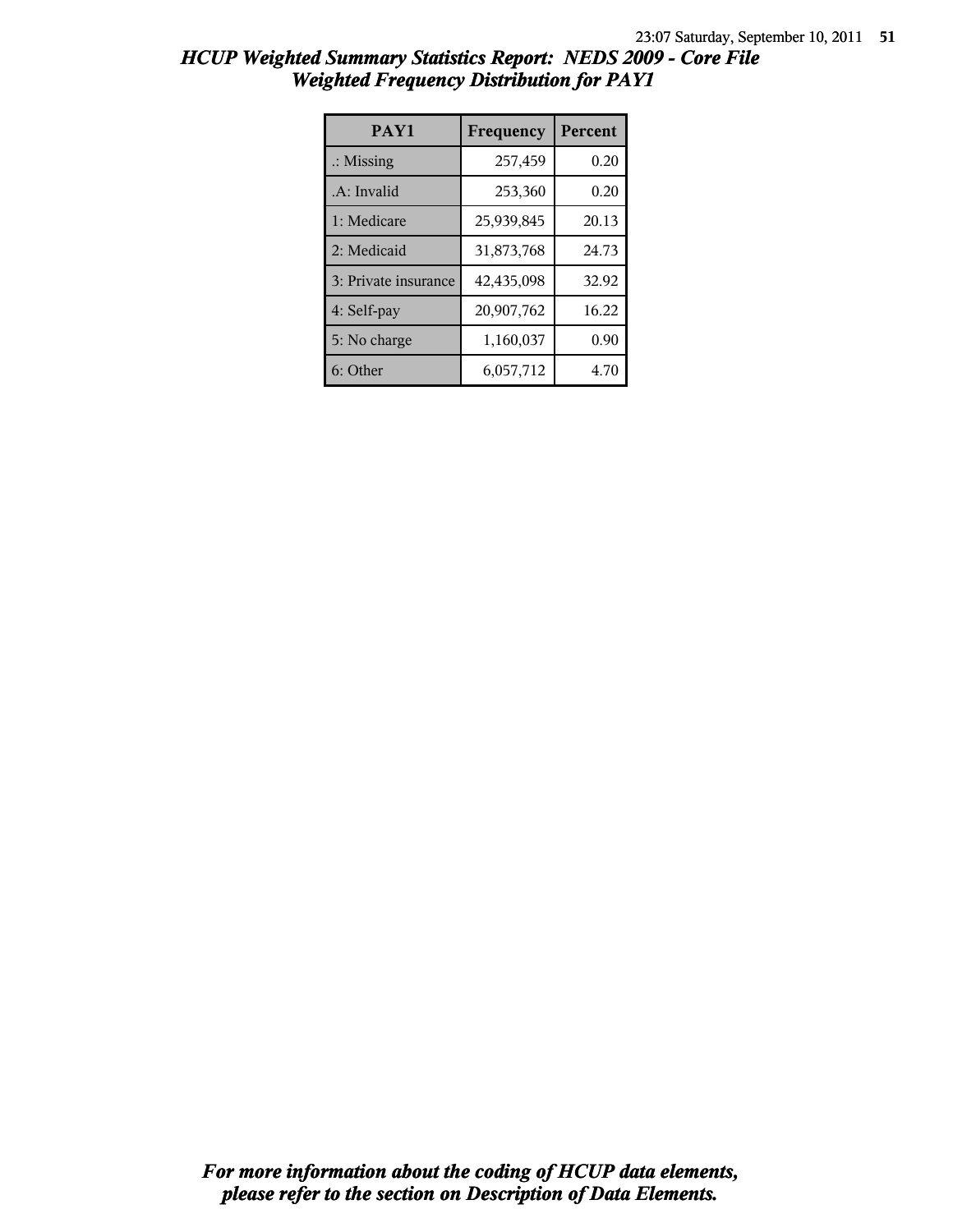# HCUP Weighted Summary Statistics Report: NEDS 2009 - Core File
## Weighted Frequency Distribution for PAY1

| PAY1 | Frequency | Percent |
|---|---|---|
| .: Missing | 257,459 | 0.20 |
| .A: Invalid | 253,360 | 0.20 |
| 1: Medicare | 25,939,845 | 20.13 |
| 2: Medicaid | 31,873,768 | 24.73 |
| 3: Private insurance | 42,435,098 | 32.92 |
| 4: Self-pay | 20,907,762 | 16.22 |
| 5: No charge | 1,160,037 | 0.90 |
| 6: Other | 6,057,712 | 4.70 |

***For more information about the coding of HCUP data elements, please refer to the section on Description of Data Elements.***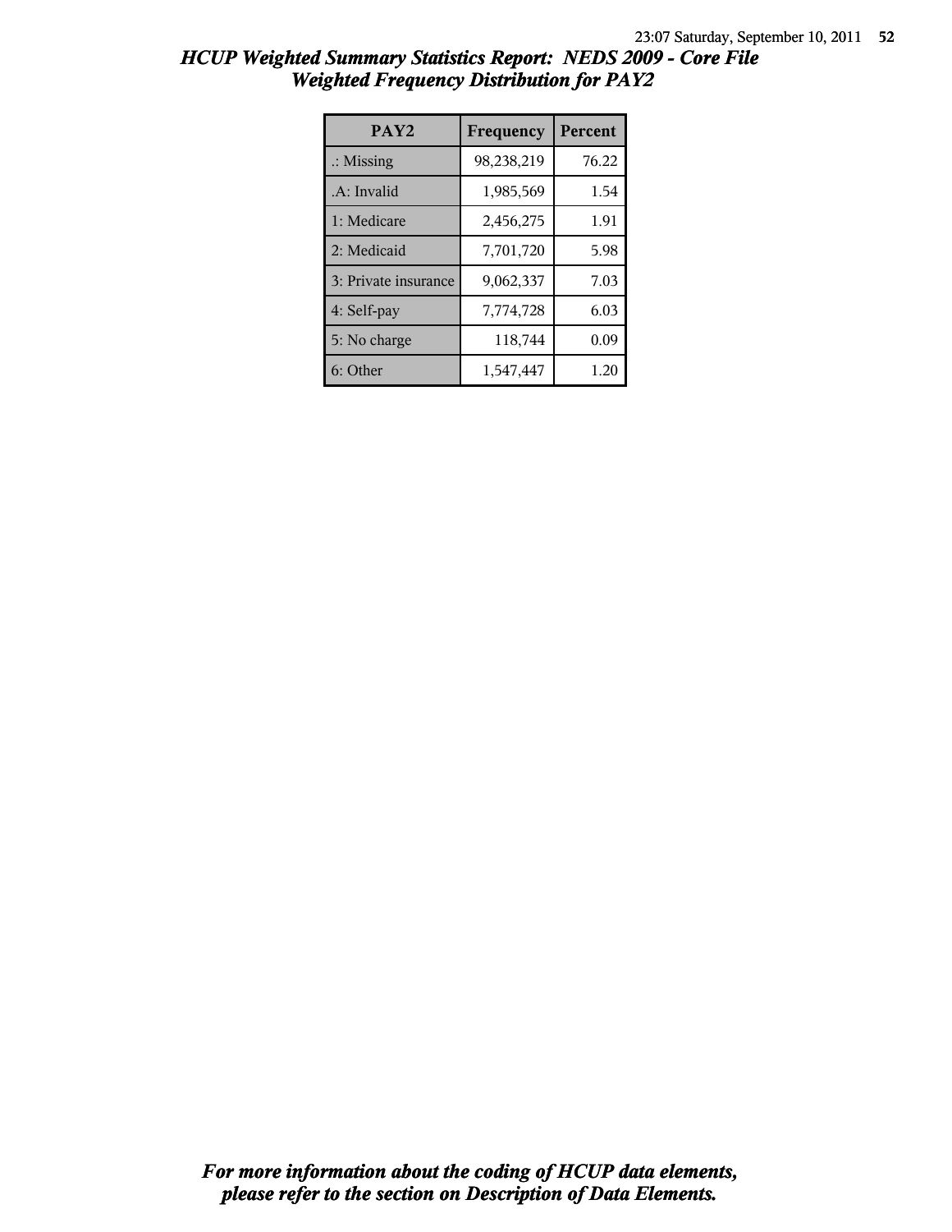## *HCUP Weighted Summary Statistics Report: NEDS 2009 - Core File*
## *Weighted Frequency Distribution for PAY2*

| PAY2 | Frequency | Percent |
|---|---|---|
| .: Missing | 98,238,219 | 76.22 |
| .A: Invalid | 1,985,569 | 1.54 |
| 1: Medicare | 2,456,275 | 1.91 |
| 2: Medicaid | 7,701,720 | 5.98 |
| 3: Private insurance | 9,062,337 | 7.03 |
| 4: Self-pay | 7,774,728 | 6.03 |
| 5: No charge | 118,744 | 0.09 |
| 6: Other | 1,547,447 | 1.20 |

***For more information about the coding of HCUP data elements, please refer to the section on Description of Data Elements.***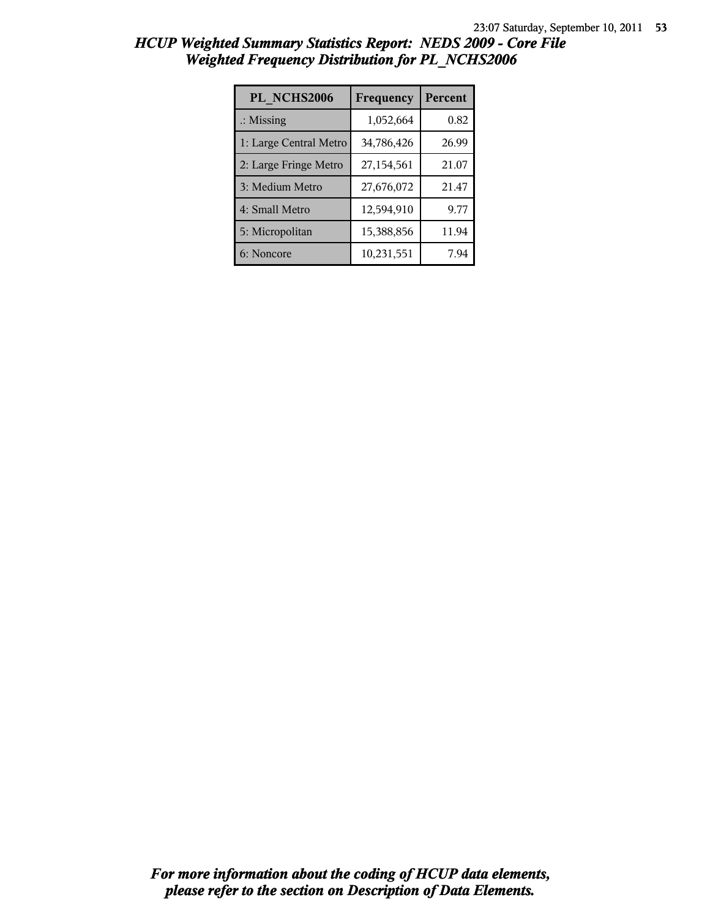# HCUP Weighted Summary Statistics Report: NEDS 2009 - Core File
## Weighted Frequency Distribution for PL_NCHS2006

| PL_NCHS2006 | Frequency | Percent |
|---|---|---|
| .: Missing | 1,052,664 | 0.82 |
| 1: Large Central Metro | 34,786,426 | 26.99 |
| 2: Large Fringe Metro | 27,154,561 | 21.07 |
| 3: Medium Metro | 27,676,072 | 21.47 |
| 4: Small Metro | 12,594,910 | 9.77 |
| 5: Micropolitan | 15,388,856 | 11.94 |
| 6: Noncore | 10,231,551 | 7.94 |

***For more information about the coding of HCUP data elements, please refer to the section on Description of Data Elements.***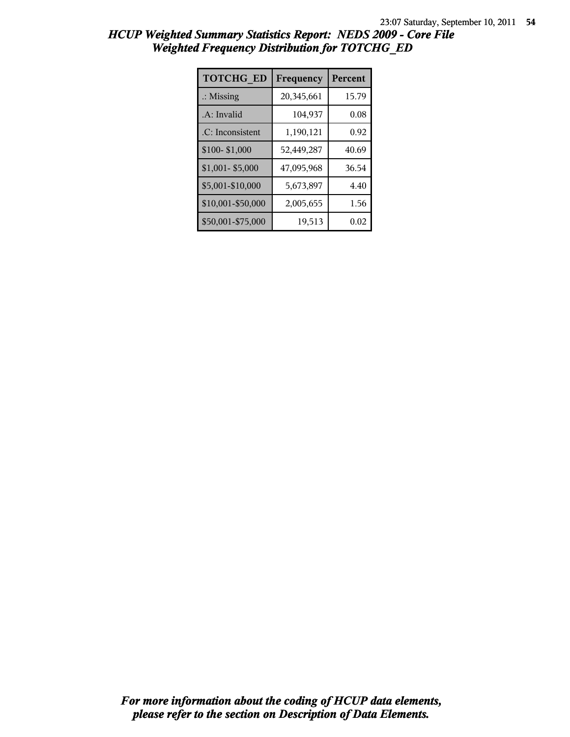# HCUP Weighted Summary Statistics Report: NEDS 2009 - Core File
## Weighted Frequency Distribution for TOTCHG_ED

| TOTCHG_ED | Frequency | Percent |
|---|---|---|
| .: Missing | 20,345,661 | 15.79 |
| .A: Invalid | 104,937 | 0.08 |
| .C: Inconsistent | 1,190,121 | 0.92 |
| $100- $1,000 | 52,449,287 | 40.69 |
| $1,001- $5,000 | 47,095,968 | 36.54 |
| $5,001-$10,000 | 5,673,897 | 4.40 |
| $10,001-$50,000 | 2,005,655 | 1.56 |
| $50,001-$75,000 | 19,513 | 0.02 |

*For more information about the coding of HCUP data elements, please refer to the section on Description of Data Elements.*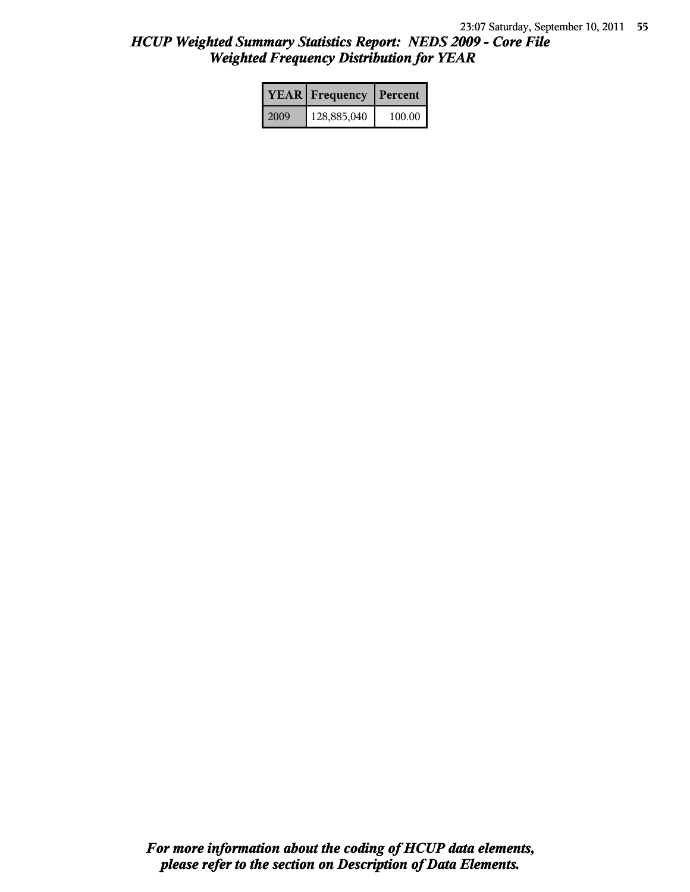# HCUP Weighted Summary Statistics Report: NEDS 2009 - Core File
## Weighted Frequency Distribution for YEAR

| YEAR | Frequency | Percent |
|---|---|---|
| 2009 | 128,885,040 | 100.00 |

***For more information about the coding of HCUP data elements, please refer to the section on Description of Data Elements.***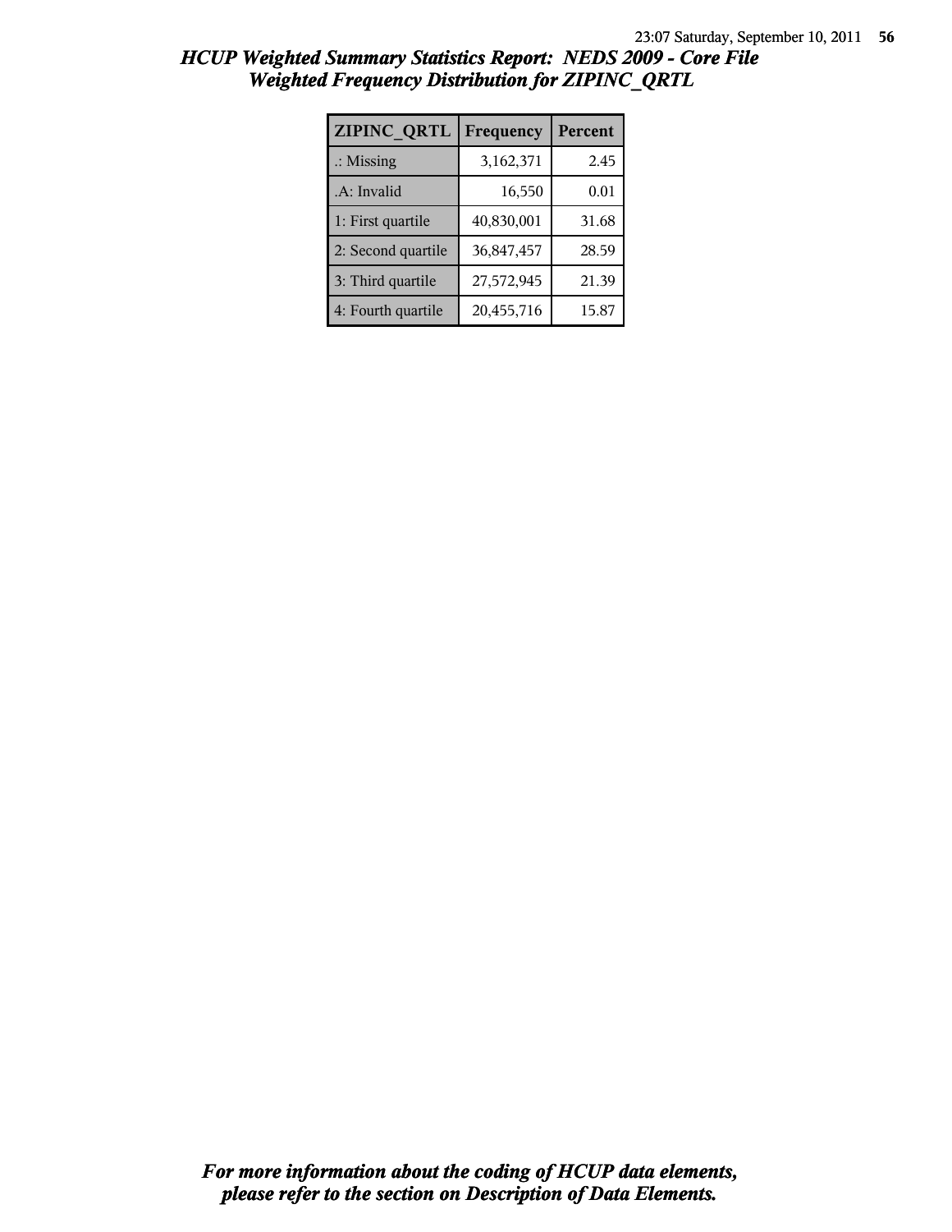# HCUP Weighted Summary Statistics Report: NEDS 2009 - Core File
## Weighted Frequency Distribution for ZIPINC_QRTL

| ZIPINC_QRTL | Frequency | Percent |
| --- | --- | --- |
| .: Missing | 3,162,371 | 2.45 |
| .A: Invalid | 16,550 | 0.01 |
| 1: First quartile | 40,830,001 | 31.68 |
| 2: Second quartile | 36,847,457 | 28.59 |
| 3: Third quartile | 27,572,945 | 21.39 |
| 4: Fourth quartile | 20,455,716 | 15.87 |

***For more information about the coding of HCUP data elements, please refer to the section on Description of Data Elements.***